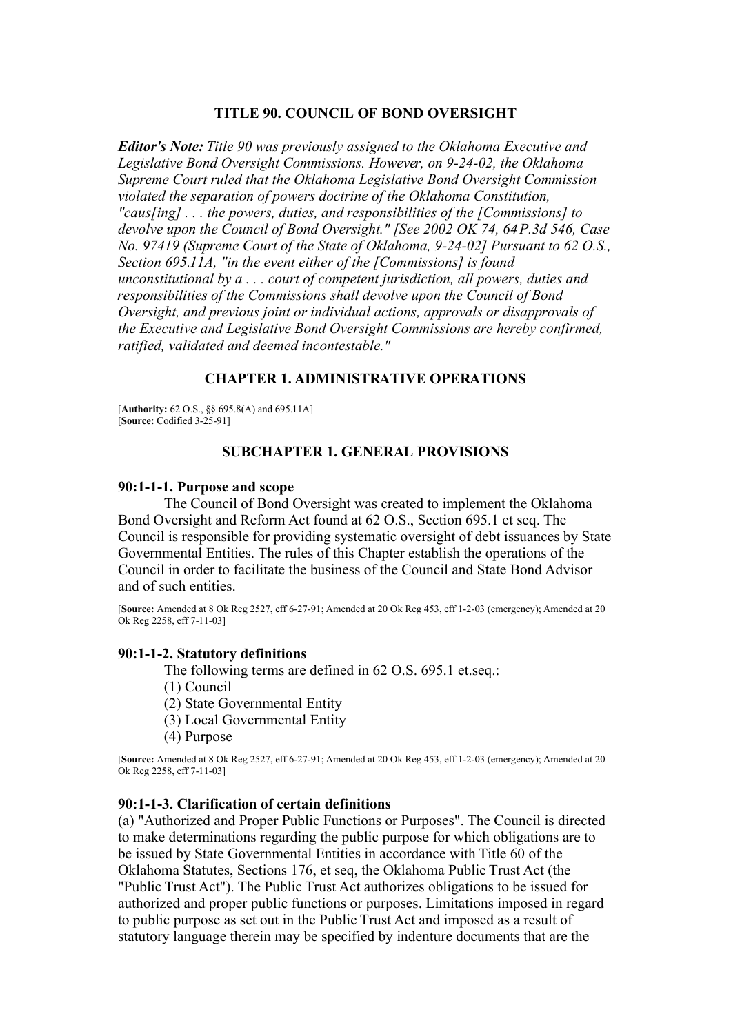# TITLE 90. COUNCIL OF BOND OVERSIGHT

***Editor's Note:*** *Title 90 was previously assigned to the Oklahoma Executive and Legislative Bond Oversight Commissions. However, on 9-24-02, the Oklahoma Supreme Court ruled that the Oklahoma Legislative Bond Oversight Commission violated the separation of powers doctrine of the Oklahoma Constitution, "caus[ing] . . . the powers, duties, and responsibilities of the [Commissions] to devolve upon the Council of Bond Oversight." [See 2002 OK 74, 64 P.3d 546, Case No. 97419 (Supreme Court of the State of Oklahoma, 9-24-02] Pursuant to 62 O.S., Section 695.11A, "in the event either of the [Commissions] is found unconstitutional by a . . . court of competent jurisdiction, all powers, duties and responsibilities of the Commissions shall devolve upon the Council of Bond Oversight, and previous joint or individual actions, approvals or disapprovals of the Executive and Legislative Bond Oversight Commissions are hereby confirmed, ratified, validated and deemed incontestable."*

## CHAPTER 1. ADMINISTRATIVE OPERATIONS

[**Authority:** 62 O.S., §§ 695.8(A) and 695.11A]
[**Source:** Codified 3-25-91]

### SUBCHAPTER 1. GENERAL PROVISIONS

#### 90:1-1-1. Purpose and scope

The Council of Bond Oversight was created to implement the Oklahoma Bond Oversight and Reform Act found at 62 O.S., Section 695.1 et seq. The Council is responsible for providing systematic oversight of debt issuances by State Governmental Entities. The rules of this Chapter establish the operations of the Council in order to facilitate the business of the Council and State Bond Advisor and of such entities.

[**Source:** Amended at 8 Ok Reg 2527, eff 6-27-91; Amended at 20 Ok Reg 453, eff 1-2-03 (emergency); Amended at 20 Ok Reg 2258, eff 7-11-03]

#### 90:1-1-2. Statutory definitions

The following terms are defined in 62 O.S. 695.1 et.seq.:

(1) Council
(2) State Governmental Entity
(3) Local Governmental Entity
(4) Purpose

[**Source:** Amended at 8 Ok Reg 2527, eff 6-27-91; Amended at 20 Ok Reg 453, eff 1-2-03 (emergency); Amended at 20 Ok Reg 2258, eff 7-11-03]

#### 90:1-1-3. Clarification of certain definitions

(a) "Authorized and Proper Public Functions or Purposes". The Council is directed to make determinations regarding the public purpose for which obligations are to be issued by State Governmental Entities in accordance with Title 60 of the Oklahoma Statutes, Sections 176, et seq, the Oklahoma Public Trust Act (the "Public Trust Act"). The Public Trust Act authorizes obligations to be issued for authorized and proper public functions or purposes. Limitations imposed in regard to public purpose as set out in the Public Trust Act and imposed as a result of statutory language therein may be specified by indenture documents that are the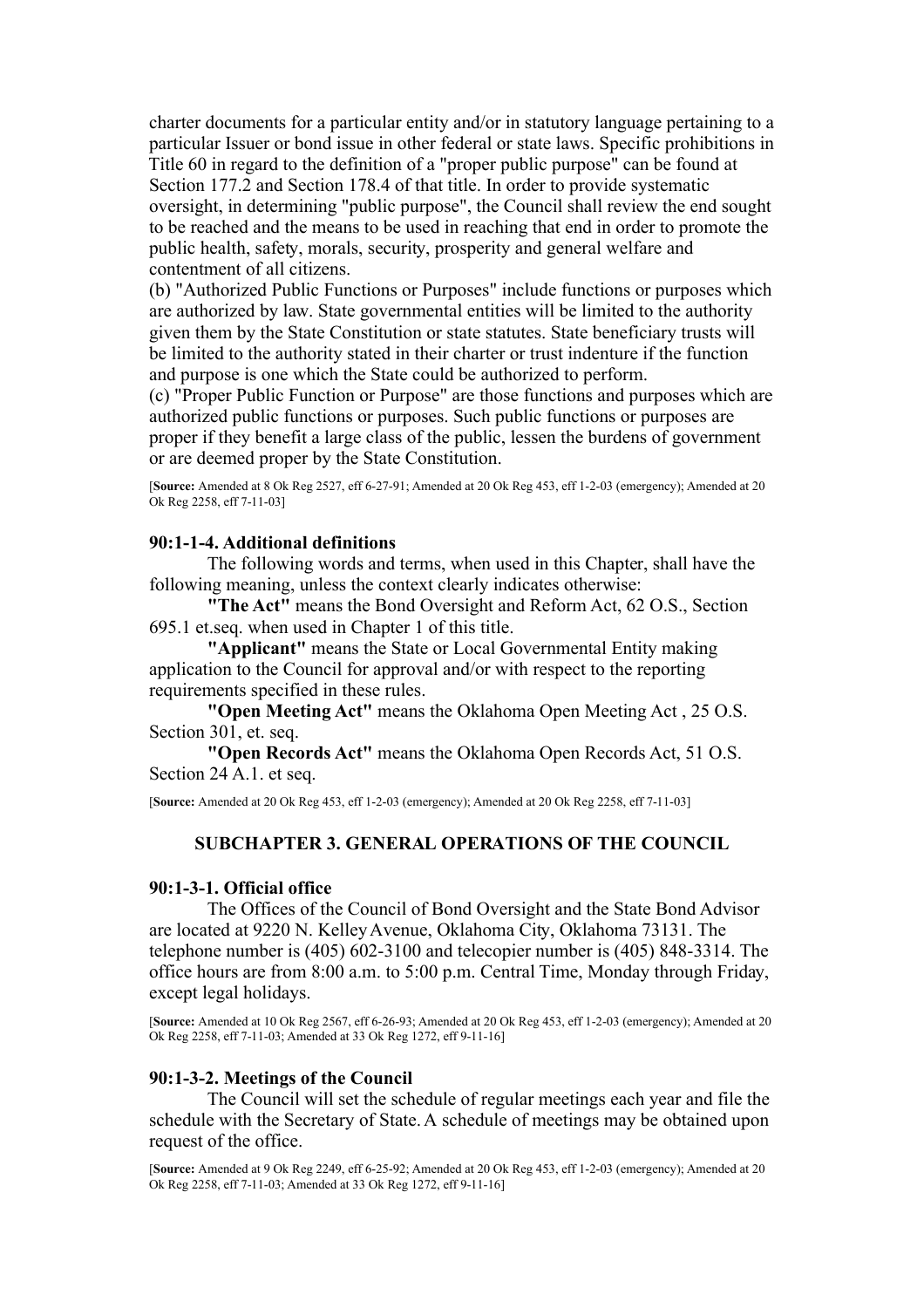charter documents for a particular entity and/or in statutory language pertaining to a particular Issuer or bond issue in other federal or state laws. Specific prohibitions in Title 60 in regard to the definition of a "proper public purpose" can be found at Section 177.2 and Section 178.4 of that title. In order to provide systematic oversight, in determining "public purpose", the Council shall review the end sought to be reached and the means to be used in reaching that end in order to promote the public health, safety, morals, security, prosperity and general welfare and contentment of all citizens.

(b) "Authorized Public Functions or Purposes" include functions or purposes which are authorized by law. State governmental entities will be limited to the authority given them by the State Constitution or state statutes. State beneficiary trusts will be limited to the authority stated in their charter or trust indenture if the function and purpose is one which the State could be authorized to perform.

(c) "Proper Public Function or Purpose" are those functions and purposes which are authorized public functions or purposes. Such public functions or purposes are proper if they benefit a large class of the public, lessen the burdens of government or are deemed proper by the State Constitution.

[**Source:** Amended at 8 Ok Reg 2527, eff 6-27-91; Amended at 20 Ok Reg 453, eff 1-2-03 (emergency); Amended at 20 Ok Reg 2258, eff 7-11-03]

#### 90:1-1-4. Additional definitions

The following words and terms, when used in this Chapter, shall have the following meaning, unless the context clearly indicates otherwise:

**"The Act"** means the Bond Oversight and Reform Act, 62 O.S., Section 695.1 et.seq. when used in Chapter 1 of this title.

**"Applicant"** means the State or Local Governmental Entity making application to the Council for approval and/or with respect to the reporting requirements specified in these rules.

**"Open Meeting Act"** means the Oklahoma Open Meeting Act , 25 O.S. Section 301, et. seq.

**"Open Records Act"** means the Oklahoma Open Records Act, 51 O.S. Section 24 A.1. et seq.

[**Source:** Amended at 20 Ok Reg 453, eff 1-2-03 (emergency); Amended at 20 Ok Reg 2258, eff 7-11-03]

### SUBCHAPTER 3. GENERAL OPERATIONS OF THE COUNCIL

#### 90:1-3-1. Official office

The Offices of the Council of Bond Oversight and the State Bond Advisor are located at 9220 N. Kelley Avenue, Oklahoma City, Oklahoma 73131. The telephone number is (405) 602-3100 and telecopier number is (405) 848-3314. The office hours are from 8:00 a.m. to 5:00 p.m. Central Time, Monday through Friday, except legal holidays.

[**Source:** Amended at 10 Ok Reg 2567, eff 6-26-93; Amended at 20 Ok Reg 453, eff 1-2-03 (emergency); Amended at 20 Ok Reg 2258, eff 7-11-03; Amended at 33 Ok Reg 1272, eff 9-11-16]

#### 90:1-3-2. Meetings of the Council

The Council will set the schedule of regular meetings each year and file the schedule with the Secretary of State. A schedule of meetings may be obtained upon request of the office.

[**Source:** Amended at 9 Ok Reg 2249, eff 6-25-92; Amended at 20 Ok Reg 453, eff 1-2-03 (emergency); Amended at 20 Ok Reg 2258, eff 7-11-03; Amended at 33 Ok Reg 1272, eff 9-11-16]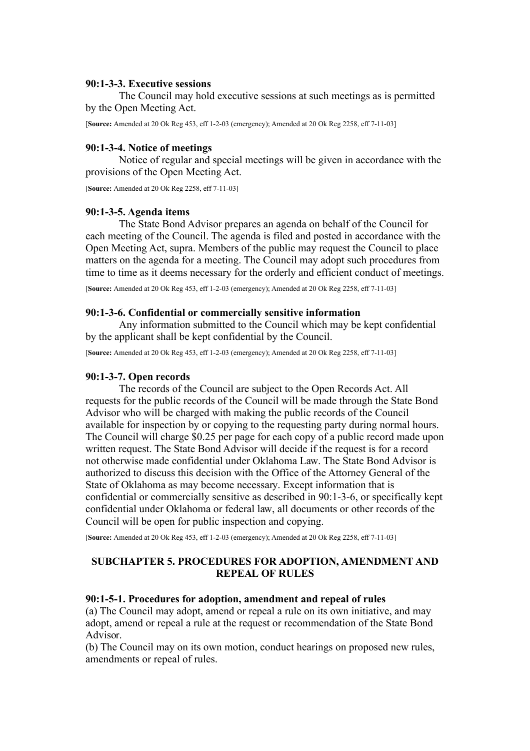#### 90:1-3-3. Executive sessions

The Council may hold executive sessions at such meetings as is permitted by the Open Meeting Act.

[**Source:** Amended at 20 Ok Reg 453, eff 1-2-03 (emergency); Amended at 20 Ok Reg 2258, eff 7-11-03]

#### 90:1-3-4. Notice of meetings

Notice of regular and special meetings will be given in accordance with the provisions of the Open Meeting Act.

[**Source:** Amended at 20 Ok Reg 2258, eff 7-11-03]

#### 90:1-3-5. Agenda items

The State Bond Advisor prepares an agenda on behalf of the Council for each meeting of the Council. The agenda is filed and posted in accordance with the Open Meeting Act, supra. Members of the public may request the Council to place matters on the agenda for a meeting. The Council may adopt such procedures from time to time as it deems necessary for the orderly and efficient conduct of meetings.

[**Source:** Amended at 20 Ok Reg 453, eff 1-2-03 (emergency); Amended at 20 Ok Reg 2258, eff 7-11-03]

#### 90:1-3-6. Confidential or commercially sensitive information

Any information submitted to the Council which may be kept confidential by the applicant shall be kept confidential by the Council.

[**Source:** Amended at 20 Ok Reg 453, eff 1-2-03 (emergency); Amended at 20 Ok Reg 2258, eff 7-11-03]

#### 90:1-3-7. Open records

The records of the Council are subject to the Open Records Act. All requests for the public records of the Council will be made through the State Bond Advisor who will be charged with making the public records of the Council available for inspection by or copying to the requesting party during normal hours. The Council will charge $0.25 per page for each copy of a public record made upon written request. The State Bond Advisor will decide if the request is for a record not otherwise made confidential under Oklahoma Law. The State Bond Advisor is authorized to discuss this decision with the Office of the Attorney General of the State of Oklahoma as may become necessary. Except information that is confidential or commercially sensitive as described in 90:1-3-6, or specifically kept confidential under Oklahoma or federal law, all documents or other records of the Council will be open for public inspection and copying.

[**Source:** Amended at 20 Ok Reg 453, eff 1-2-03 (emergency); Amended at 20 Ok Reg 2258, eff 7-11-03]

### SUBCHAPTER 5. PROCEDURES FOR ADOPTION, AMENDMENT AND REPEAL OF RULES

#### 90:1-5-1. Procedures for adoption, amendment and repeal of rules

(a) The Council may adopt, amend or repeal a rule on its own initiative, and may adopt, amend or repeal a rule at the request or recommendation of the State Bond Advisor.

(b) The Council may on its own motion, conduct hearings on proposed new rules, amendments or repeal of rules.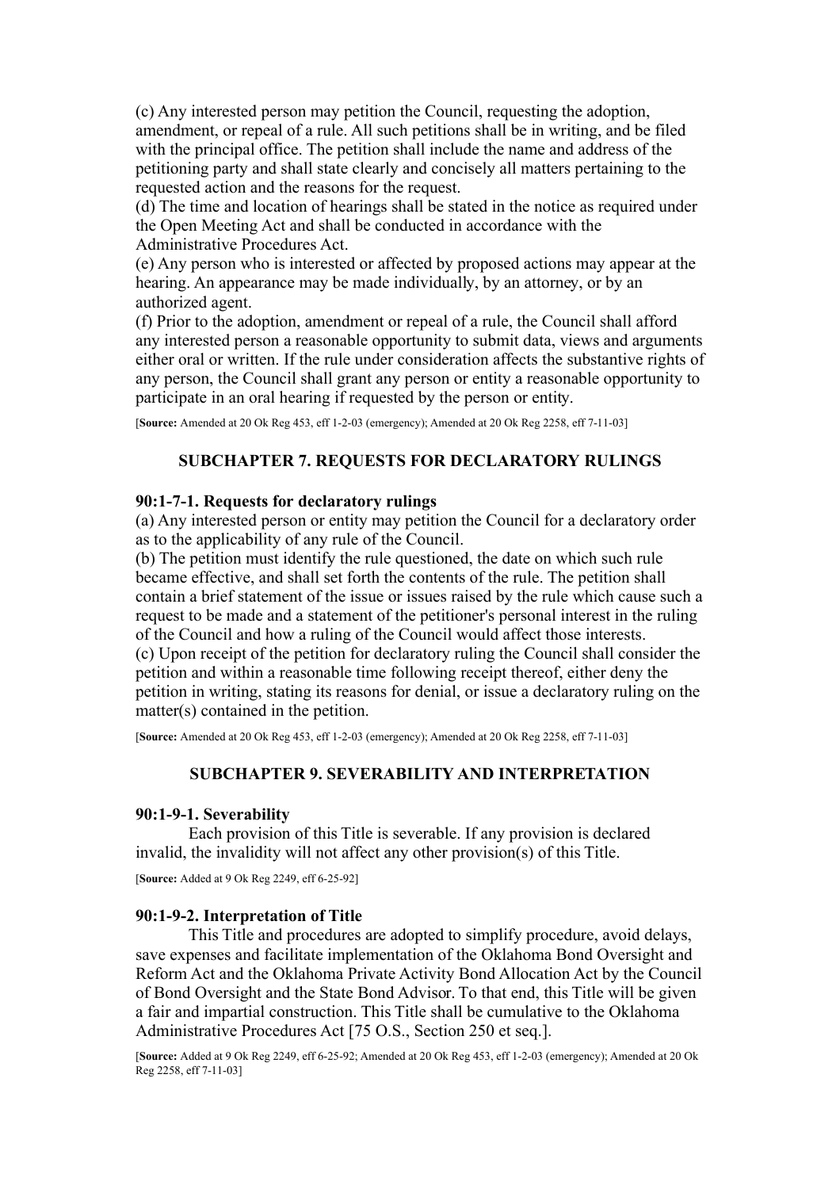(c) Any interested person may petition the Council, requesting the adoption, amendment, or repeal of a rule. All such petitions shall be in writing, and be filed with the principal office. The petition shall include the name and address of the petitioning party and shall state clearly and concisely all matters pertaining to the requested action and the reasons for the request.

(d) The time and location of hearings shall be stated in the notice as required under the Open Meeting Act and shall be conducted in accordance with the Administrative Procedures Act.

(e) Any person who is interested or affected by proposed actions may appear at the hearing. An appearance may be made individually, by an attorney, or by an authorized agent.

(f) Prior to the adoption, amendment or repeal of a rule, the Council shall afford any interested person a reasonable opportunity to submit data, views and arguments either oral or written. If the rule under consideration affects the substantive rights of any person, the Council shall grant any person or entity a reasonable opportunity to participate in an oral hearing if requested by the person or entity.

[**Source:** Amended at 20 Ok Reg 453, eff 1-2-03 (emergency); Amended at 20 Ok Reg 2258, eff 7-11-03]

## SUBCHAPTER 7. REQUESTS FOR DECLARATORY RULINGS

### 90:1-7-1. Requests for declaratory rulings

(a) Any interested person or entity may petition the Council for a declaratory order as to the applicability of any rule of the Council.

(b) The petition must identify the rule questioned, the date on which such rule became effective, and shall set forth the contents of the rule. The petition shall contain a brief statement of the issue or issues raised by the rule which cause such a request to be made and a statement of the petitioner's personal interest in the ruling of the Council and how a ruling of the Council would affect those interests.

(c) Upon receipt of the petition for declaratory ruling the Council shall consider the petition and within a reasonable time following receipt thereof, either deny the petition in writing, stating its reasons for denial, or issue a declaratory ruling on the matter(s) contained in the petition.

[**Source:** Amended at 20 Ok Reg 453, eff 1-2-03 (emergency); Amended at 20 Ok Reg 2258, eff 7-11-03]

## SUBCHAPTER 9. SEVERABILITY AND INTERPRETATION

### 90:1-9-1. Severability

Each provision of this Title is severable. If any provision is declared invalid, the invalidity will not affect any other provision(s) of this Title.

[**Source:** Added at 9 Ok Reg 2249, eff 6-25-92]

### 90:1-9-2. Interpretation of Title

This Title and procedures are adopted to simplify procedure, avoid delays, save expenses and facilitate implementation of the Oklahoma Bond Oversight and Reform Act and the Oklahoma Private Activity Bond Allocation Act by the Council of Bond Oversight and the State Bond Advisor. To that end, this Title will be given a fair and impartial construction. This Title shall be cumulative to the Oklahoma Administrative Procedures Act [75 O.S., Section 250 et seq.].

[**Source:** Added at 9 Ok Reg 2249, eff 6-25-92; Amended at 20 Ok Reg 453, eff 1-2-03 (emergency); Amended at 20 Ok Reg 2258, eff 7-11-03]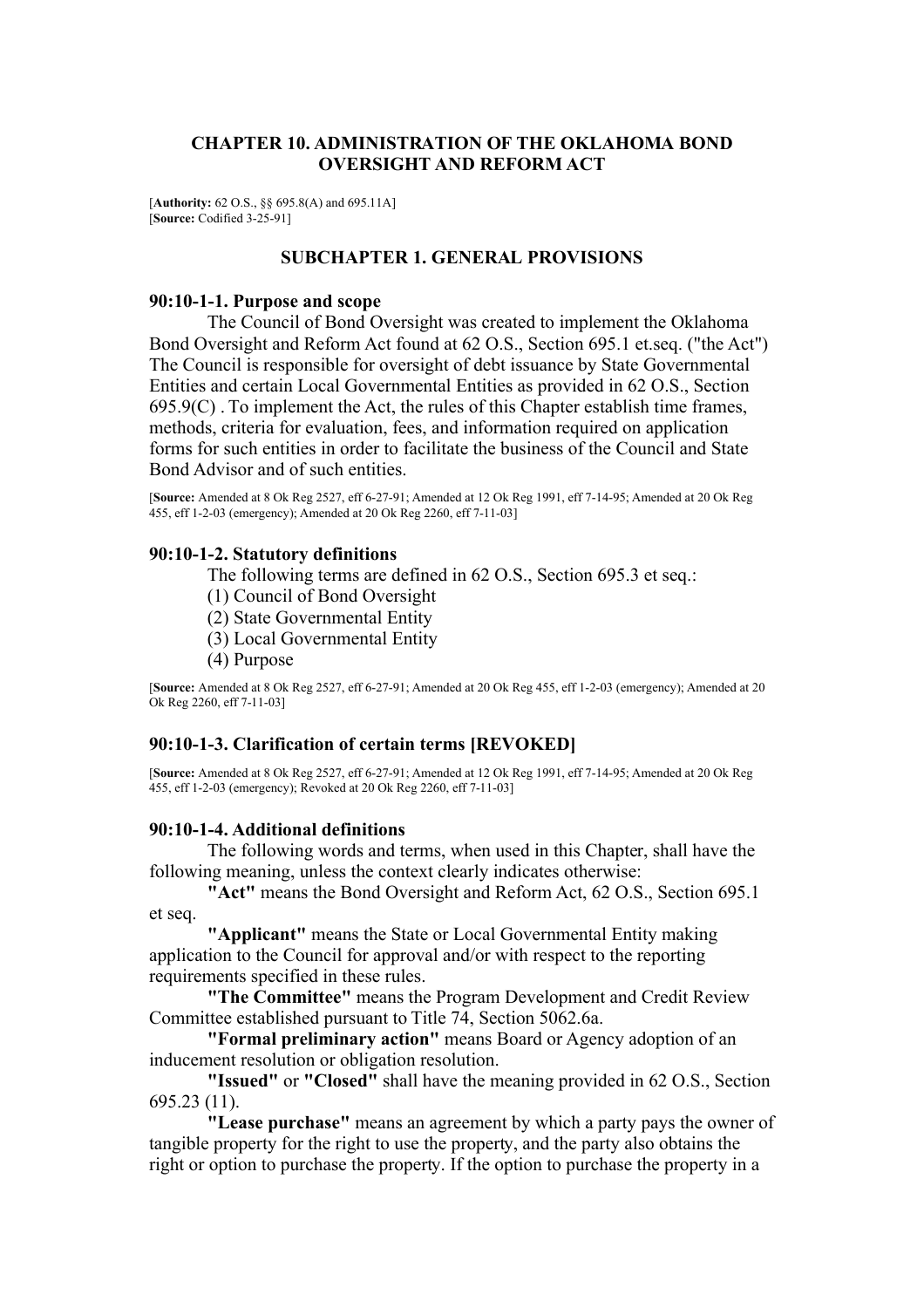## CHAPTER 10. ADMINISTRATION OF THE OKLAHOMA BOND OVERSIGHT AND REFORM ACT

[**Authority:** 62 O.S., §§ 695.8(A) and 695.11A]
[**Source:** Codified 3-25-91]

### SUBCHAPTER 1. GENERAL PROVISIONS

#### 90:10-1-1. Purpose and scope

The Council of Bond Oversight was created to implement the Oklahoma Bond Oversight and Reform Act found at 62 O.S., Section 695.1 et.seq. ("the Act") The Council is responsible for oversight of debt issuance by State Governmental Entities and certain Local Governmental Entities as provided in 62 O.S., Section 695.9(C) . To implement the Act, the rules of this Chapter establish time frames, methods, criteria for evaluation, fees, and information required on application forms for such entities in order to facilitate the business of the Council and State Bond Advisor and of such entities.

[**Source:** Amended at 8 Ok Reg 2527, eff 6-27-91; Amended at 12 Ok Reg 1991, eff 7-14-95; Amended at 20 Ok Reg 455, eff 1-2-03 (emergency); Amended at 20 Ok Reg 2260, eff 7-11-03]

#### 90:10-1-2. Statutory definitions

The following terms are defined in 62 O.S., Section 695.3 et seq.:

(1) Council of Bond Oversight
(2) State Governmental Entity
(3) Local Governmental Entity
(4) Purpose

[**Source:** Amended at 8 Ok Reg 2527, eff 6-27-91; Amended at 20 Ok Reg 455, eff 1-2-03 (emergency); Amended at 20 Ok Reg 2260, eff 7-11-03]

#### 90:10-1-3. Clarification of certain terms [REVOKED]

[**Source:** Amended at 8 Ok Reg 2527, eff 6-27-91; Amended at 12 Ok Reg 1991, eff 7-14-95; Amended at 20 Ok Reg 455, eff 1-2-03 (emergency); Revoked at 20 Ok Reg 2260, eff 7-11-03]

#### 90:10-1-4. Additional definitions

The following words and terms, when used in this Chapter, shall have the following meaning, unless the context clearly indicates otherwise:

**"Act"** means the Bond Oversight and Reform Act, 62 O.S., Section 695.1 et seq.

**"Applicant"** means the State or Local Governmental Entity making application to the Council for approval and/or with respect to the reporting requirements specified in these rules.

**"The Committee"** means the Program Development and Credit Review Committee established pursuant to Title 74, Section 5062.6a.

**"Formal preliminary action"** means Board or Agency adoption of an inducement resolution or obligation resolution.

**"Issued"** or **"Closed"** shall have the meaning provided in 62 O.S., Section 695.23 (11).

**"Lease purchase"** means an agreement by which a party pays the owner of tangible property for the right to use the property, and the party also obtains the right or option to purchase the property. If the option to purchase the property in a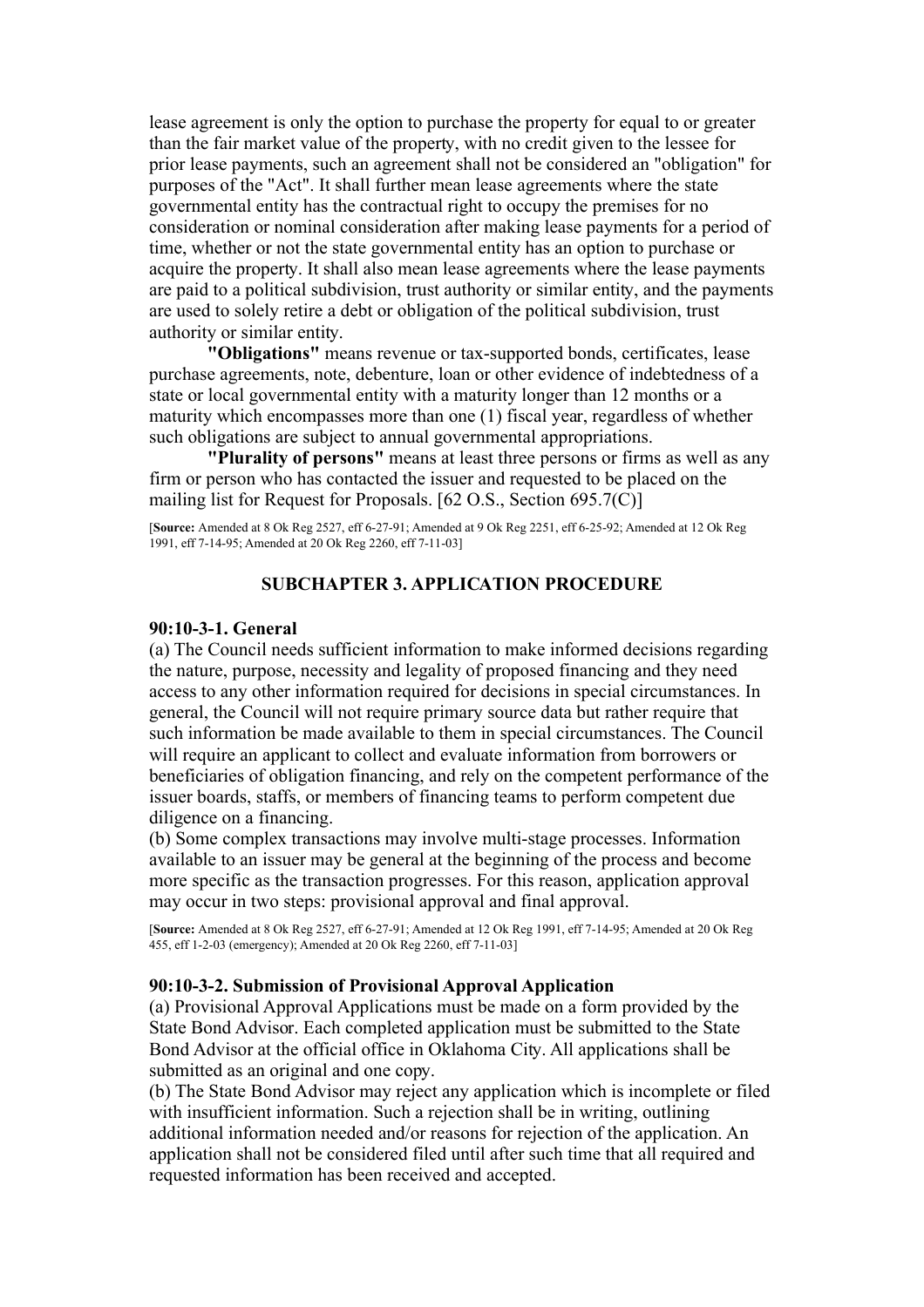lease agreement is only the option to purchase the property for equal to or greater than the fair market value of the property, with no credit given to the lessee for prior lease payments, such an agreement shall not be considered an "obligation" for purposes of the "Act". It shall further mean lease agreements where the state governmental entity has the contractual right to occupy the premises for no consideration or nominal consideration after making lease payments for a period of time, whether or not the state governmental entity has an option to purchase or acquire the property. It shall also mean lease agreements where the lease payments are paid to a political subdivision, trust authority or similar entity, and the payments are used to solely retire a debt or obligation of the political subdivision, trust authority or similar entity.

**"Obligations"** means revenue or tax-supported bonds, certificates, lease purchase agreements, note, debenture, loan or other evidence of indebtedness of a state or local governmental entity with a maturity longer than 12 months or a maturity which encompasses more than one (1) fiscal year, regardless of whether such obligations are subject to annual governmental appropriations.

**"Plurality of persons"** means at least three persons or firms as well as any firm or person who has contacted the issuer and requested to be placed on the mailing list for Request for Proposals. [62 O.S., Section 695.7(C)]

[**Source:** Amended at 8 Ok Reg 2527, eff 6-27-91; Amended at 9 Ok Reg 2251, eff 6-25-92; Amended at 12 Ok Reg 1991, eff 7-14-95; Amended at 20 Ok Reg 2260, eff 7-11-03]

## SUBCHAPTER 3. APPLICATION PROCEDURE

### 90:10-3-1. General

(a) The Council needs sufficient information to make informed decisions regarding the nature, purpose, necessity and legality of proposed financing and they need access to any other information required for decisions in special circumstances. In general, the Council will not require primary source data but rather require that such information be made available to them in special circumstances. The Council will require an applicant to collect and evaluate information from borrowers or beneficiaries of obligation financing, and rely on the competent performance of the issuer boards, staffs, or members of financing teams to perform competent due diligence on a financing.

(b) Some complex transactions may involve multi-stage processes. Information available to an issuer may be general at the beginning of the process and become more specific as the transaction progresses. For this reason, application approval may occur in two steps: provisional approval and final approval.

[**Source:** Amended at 8 Ok Reg 2527, eff 6-27-91; Amended at 12 Ok Reg 1991, eff 7-14-95; Amended at 20 Ok Reg 455, eff 1-2-03 (emergency); Amended at 20 Ok Reg 2260, eff 7-11-03]

### 90:10-3-2. Submission of Provisional Approval Application

(a) Provisional Approval Applications must be made on a form provided by the State Bond Advisor. Each completed application must be submitted to the State Bond Advisor at the official office in Oklahoma City. All applications shall be submitted as an original and one copy.

(b) The State Bond Advisor may reject any application which is incomplete or filed with insufficient information. Such a rejection shall be in writing, outlining additional information needed and/or reasons for rejection of the application. An application shall not be considered filed until after such time that all required and requested information has been received and accepted.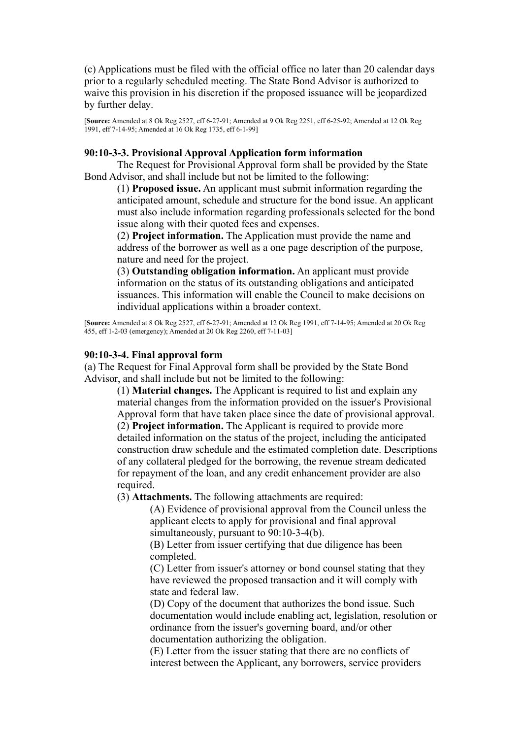(c) Applications must be filed with the official office no later than 20 calendar days prior to a regularly scheduled meeting. The State Bond Advisor is authorized to waive this provision in his discretion if the proposed issuance will be jeopardized by further delay.

[**Source:** Amended at 8 Ok Reg 2527, eff 6-27-91; Amended at 9 Ok Reg 2251, eff 6-25-92; Amended at 12 Ok Reg 1991, eff 7-14-95; Amended at 16 Ok Reg 1735, eff 6-1-99]

### 90:10-3-3. Provisional Approval Application form information

The Request for Provisional Approval form shall be provided by the State Bond Advisor, and shall include but not be limited to the following:

(1) **Proposed issue.** An applicant must submit information regarding the anticipated amount, schedule and structure for the bond issue. An applicant must also include information regarding professionals selected for the bond issue along with their quoted fees and expenses.

(2) **Project information.** The Application must provide the name and address of the borrower as well as a one page description of the purpose, nature and need for the project.

(3) **Outstanding obligation information.** An applicant must provide information on the status of its outstanding obligations and anticipated issuances. This information will enable the Council to make decisions on individual applications within a broader context.

[**Source:** Amended at 8 Ok Reg 2527, eff 6-27-91; Amended at 12 Ok Reg 1991, eff 7-14-95; Amended at 20 Ok Reg 455, eff 1-2-03 (emergency); Amended at 20 Ok Reg 2260, eff 7-11-03]

### 90:10-3-4. Final approval form

(a) The Request for Final Approval form shall be provided by the State Bond Advisor, and shall include but not be limited to the following:

(1) **Material changes.** The Applicant is required to list and explain any material changes from the information provided on the issuer's Provisional Approval form that have taken place since the date of provisional approval.

(2) **Project information.** The Applicant is required to provide more detailed information on the status of the project, including the anticipated construction draw schedule and the estimated completion date. Descriptions of any collateral pledged for the borrowing, the revenue stream dedicated for repayment of the loan, and any credit enhancement provider are also required.

(3) **Attachments.** The following attachments are required:

(A) Evidence of provisional approval from the Council unless the applicant elects to apply for provisional and final approval simultaneously, pursuant to 90:10-3-4(b).

(B) Letter from issuer certifying that due diligence has been completed.

(C) Letter from issuer's attorney or bond counsel stating that they have reviewed the proposed transaction and it will comply with state and federal law.

(D) Copy of the document that authorizes the bond issue. Such documentation would include enabling act, legislation, resolution or ordinance from the issuer's governing board, and/or other documentation authorizing the obligation.

(E) Letter from the issuer stating that there are no conflicts of interest between the Applicant, any borrowers, service providers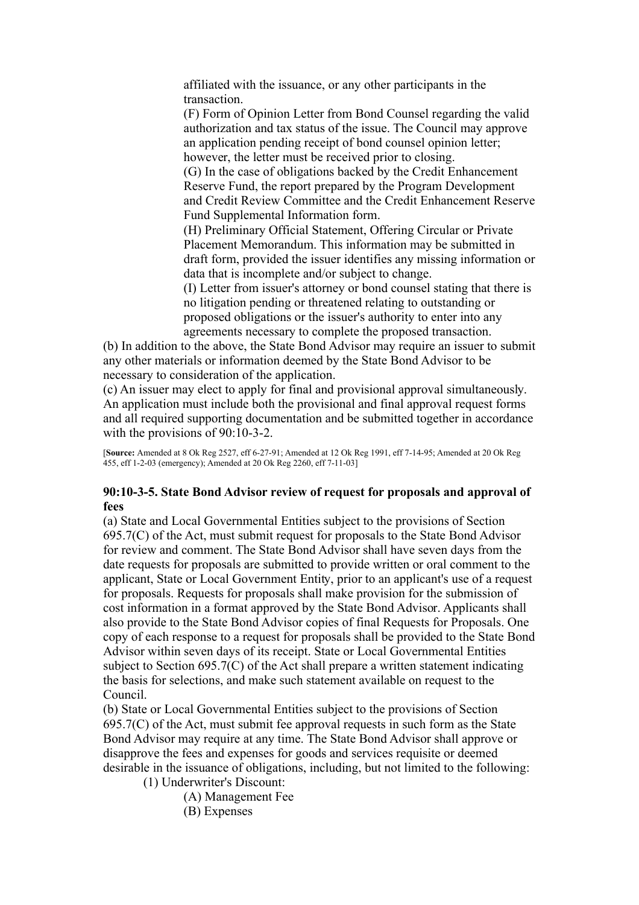affiliated with the issuance, or any other participants in the transaction.

(F) Form of Opinion Letter from Bond Counsel regarding the valid authorization and tax status of the issue. The Council may approve an application pending receipt of bond counsel opinion letter; however, the letter must be received prior to closing.

(G) In the case of obligations backed by the Credit Enhancement Reserve Fund, the report prepared by the Program Development and Credit Review Committee and the Credit Enhancement Reserve Fund Supplemental Information form.

(H) Preliminary Official Statement, Offering Circular or Private Placement Memorandum. This information may be submitted in draft form, provided the issuer identifies any missing information or data that is incomplete and/or subject to change.

(I) Letter from issuer's attorney or bond counsel stating that there is no litigation pending or threatened relating to outstanding or proposed obligations or the issuer's authority to enter into any agreements necessary to complete the proposed transaction.

(b) In addition to the above, the State Bond Advisor may require an issuer to submit any other materials or information deemed by the State Bond Advisor to be necessary to consideration of the application.

(c) An issuer may elect to apply for final and provisional approval simultaneously. An application must include both the provisional and final approval request forms and all required supporting documentation and be submitted together in accordance with the provisions of 90:10-3-2.

[**Source:** Amended at 8 Ok Reg 2527, eff 6-27-91; Amended at 12 Ok Reg 1991, eff 7-14-95; Amended at 20 Ok Reg 455, eff 1-2-03 (emergency); Amended at 20 Ok Reg 2260, eff 7-11-03]

### 90:10-3-5. State Bond Advisor review of request for proposals and approval of fees

(a) State and Local Governmental Entities subject to the provisions of Section 695.7(C) of the Act, must submit request for proposals to the State Bond Advisor for review and comment. The State Bond Advisor shall have seven days from the date requests for proposals are submitted to provide written or oral comment to the applicant, State or Local Government Entity, prior to an applicant's use of a request for proposals. Requests for proposals shall make provision for the submission of cost information in a format approved by the State Bond Advisor. Applicants shall also provide to the State Bond Advisor copies of final Requests for Proposals. One copy of each response to a request for proposals shall be provided to the State Bond Advisor within seven days of its receipt. State or Local Governmental Entities subject to Section 695.7(C) of the Act shall prepare a written statement indicating the basis for selections, and make such statement available on request to the Council.

(b) State or Local Governmental Entities subject to the provisions of Section 695.7(C) of the Act, must submit fee approval requests in such form as the State Bond Advisor may require at any time. The State Bond Advisor shall approve or disapprove the fees and expenses for goods and services requisite or deemed desirable in the issuance of obligations, including, but not limited to the following:

(1) Underwriter's Discount:

(A) Management Fee

(B) Expenses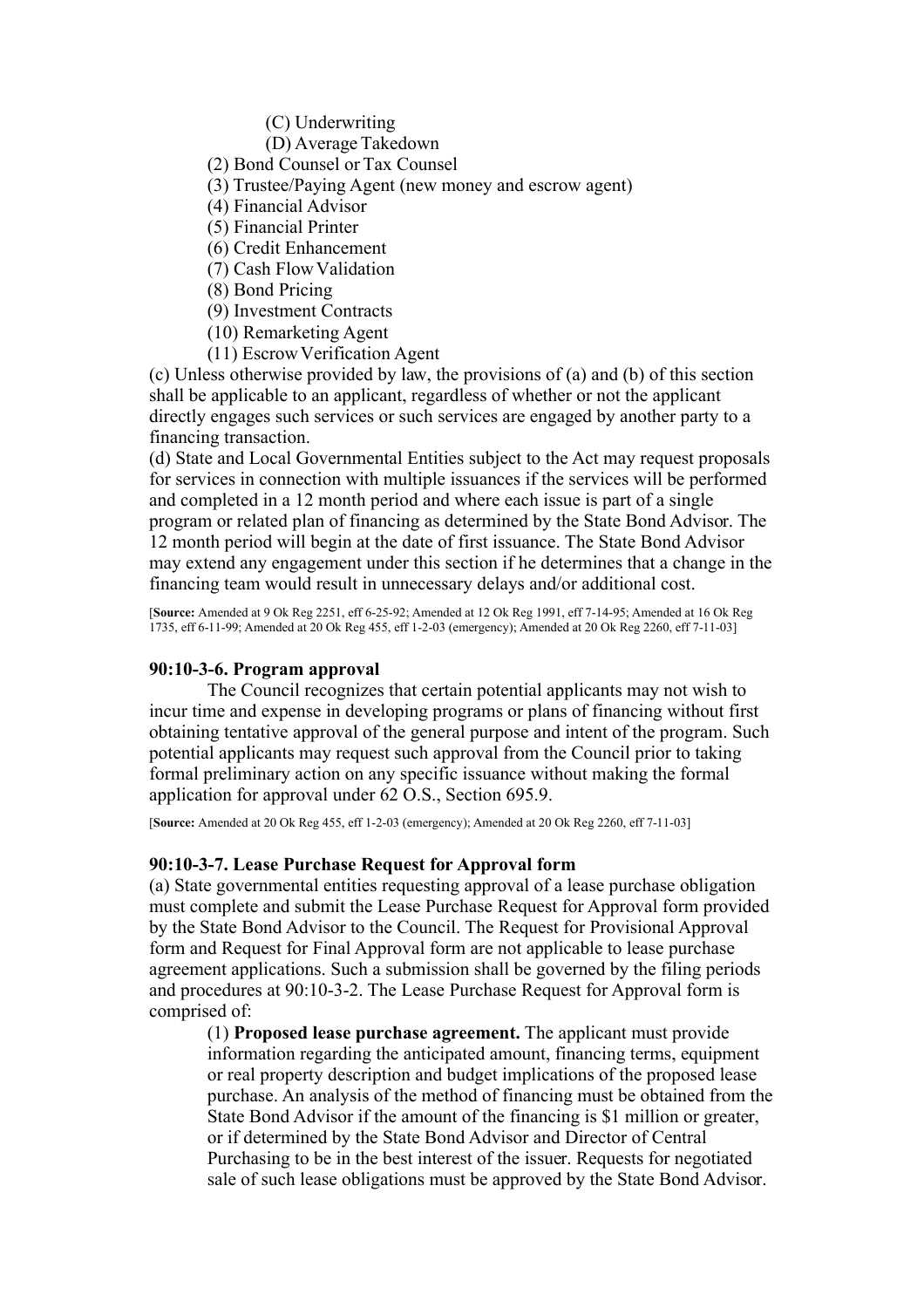(C) Underwriting

(D) Average Takedown

(2) Bond Counsel or Tax Counsel

(3) Trustee/Paying Agent (new money and escrow agent)

(4) Financial Advisor

(5) Financial Printer

(6) Credit Enhancement

(7) Cash Flow Validation

(8) Bond Pricing

(9) Investment Contracts

(10) Remarketing Agent

(11) Escrow Verification Agent

(c) Unless otherwise provided by law, the provisions of (a) and (b) of this section shall be applicable to an applicant, regardless of whether or not the applicant directly engages such services or such services are engaged by another party to a financing transaction.

(d) State and Local Governmental Entities subject to the Act may request proposals for services in connection with multiple issuances if the services will be performed and completed in a 12 month period and where each issue is part of a single program or related plan of financing as determined by the State Bond Advisor. The 12 month period will begin at the date of first issuance. The State Bond Advisor may extend any engagement under this section if he determines that a change in the financing team would result in unnecessary delays and/or additional cost.

[**Source:** Amended at 9 Ok Reg 2251, eff 6-25-92; Amended at 12 Ok Reg 1991, eff 7-14-95; Amended at 16 Ok Reg 1735, eff 6-11-99; Amended at 20 Ok Reg 455, eff 1-2-03 (emergency); Amended at 20 Ok Reg 2260, eff 7-11-03]

### 90:10-3-6. Program approval

The Council recognizes that certain potential applicants may not wish to incur time and expense in developing programs or plans of financing without first obtaining tentative approval of the general purpose and intent of the program. Such potential applicants may request such approval from the Council prior to taking formal preliminary action on any specific issuance without making the formal application for approval under 62 O.S., Section 695.9.

[**Source:** Amended at 20 Ok Reg 455, eff 1-2-03 (emergency); Amended at 20 Ok Reg 2260, eff 7-11-03]

### 90:10-3-7. Lease Purchase Request for Approval form

(a) State governmental entities requesting approval of a lease purchase obligation must complete and submit the Lease Purchase Request for Approval form provided by the State Bond Advisor to the Council. The Request for Provisional Approval form and Request for Final Approval form are not applicable to lease purchase agreement applications. Such a submission shall be governed by the filing periods and procedures at 90:10-3-2. The Lease Purchase Request for Approval form is comprised of:

(1) **Proposed lease purchase agreement.** The applicant must provide information regarding the anticipated amount, financing terms, equipment or real property description and budget implications of the proposed lease purchase. An analysis of the method of financing must be obtained from the State Bond Advisor if the amount of the financing is $1 million or greater, or if determined by the State Bond Advisor and Director of Central Purchasing to be in the best interest of the issuer. Requests for negotiated sale of such lease obligations must be approved by the State Bond Advisor.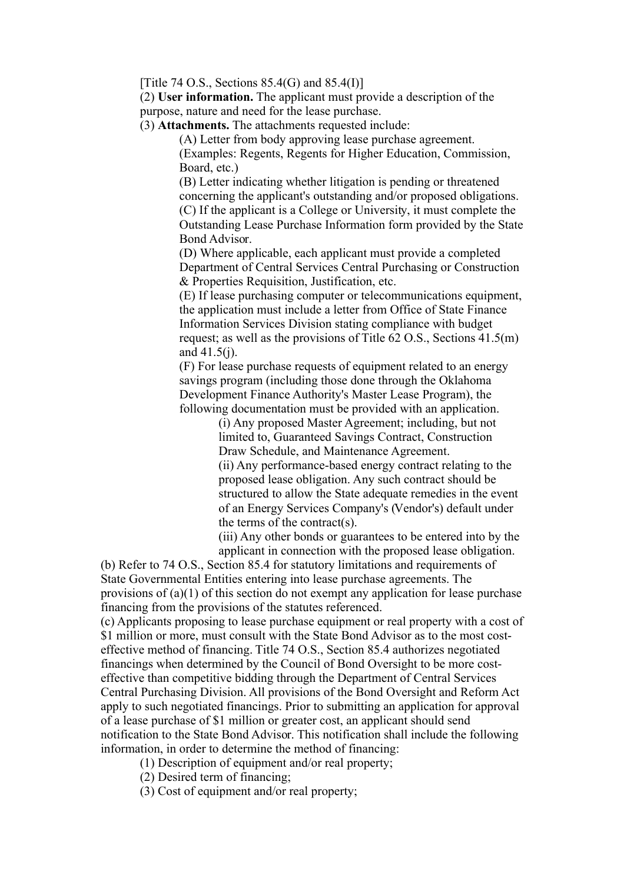[Title 74 O.S., Sections 85.4(G) and 85.4(I)]

(2) **User information.** The applicant must provide a description of the purpose, nature and need for the lease purchase.

(3) **Attachments.** The attachments requested include:

(A) Letter from body approving lease purchase agreement. (Examples: Regents, Regents for Higher Education, Commission, Board, etc.)

(B) Letter indicating whether litigation is pending or threatened concerning the applicant's outstanding and/or proposed obligations.

(C) If the applicant is a College or University, it must complete the Outstanding Lease Purchase Information form provided by the State Bond Advisor.

(D) Where applicable, each applicant must provide a completed Department of Central Services Central Purchasing or Construction & Properties Requisition, Justification, etc.

(E) If lease purchasing computer or telecommunications equipment, the application must include a letter from Office of State Finance Information Services Division stating compliance with budget request; as well as the provisions of Title 62 O.S., Sections 41.5(m) and 41.5(j).

(F) For lease purchase requests of equipment related to an energy savings program (including those done through the Oklahoma Development Finance Authority's Master Lease Program), the following documentation must be provided with an application.

(i) Any proposed Master Agreement; including, but not limited to, Guaranteed Savings Contract, Construction Draw Schedule, and Maintenance Agreement.

(ii) Any performance-based energy contract relating to the proposed lease obligation. Any such contract should be structured to allow the State adequate remedies in the event of an Energy Services Company's (Vendor's) default under the terms of the contract(s).

(iii) Any other bonds or guarantees to be entered into by the applicant in connection with the proposed lease obligation.

(b) Refer to 74 O.S., Section 85.4 for statutory limitations and requirements of State Governmental Entities entering into lease purchase agreements. The provisions of (a)(1) of this section do not exempt any application for lease purchase financing from the provisions of the statutes referenced.

(c) Applicants proposing to lease purchase equipment or real property with a cost of $1 million or more, must consult with the State Bond Advisor as to the most cost-effective method of financing. Title 74 O.S., Section 85.4 authorizes negotiated financings when determined by the Council of Bond Oversight to be more cost-effective than competitive bidding through the Department of Central Services Central Purchasing Division. All provisions of the Bond Oversight and Reform Act apply to such negotiated financings. Prior to submitting an application for approval of a lease purchase of $1 million or greater cost, an applicant should send notification to the State Bond Advisor. This notification shall include the following information, in order to determine the method of financing:

(1) Description of equipment and/or real property;

(2) Desired term of financing;

(3) Cost of equipment and/or real property;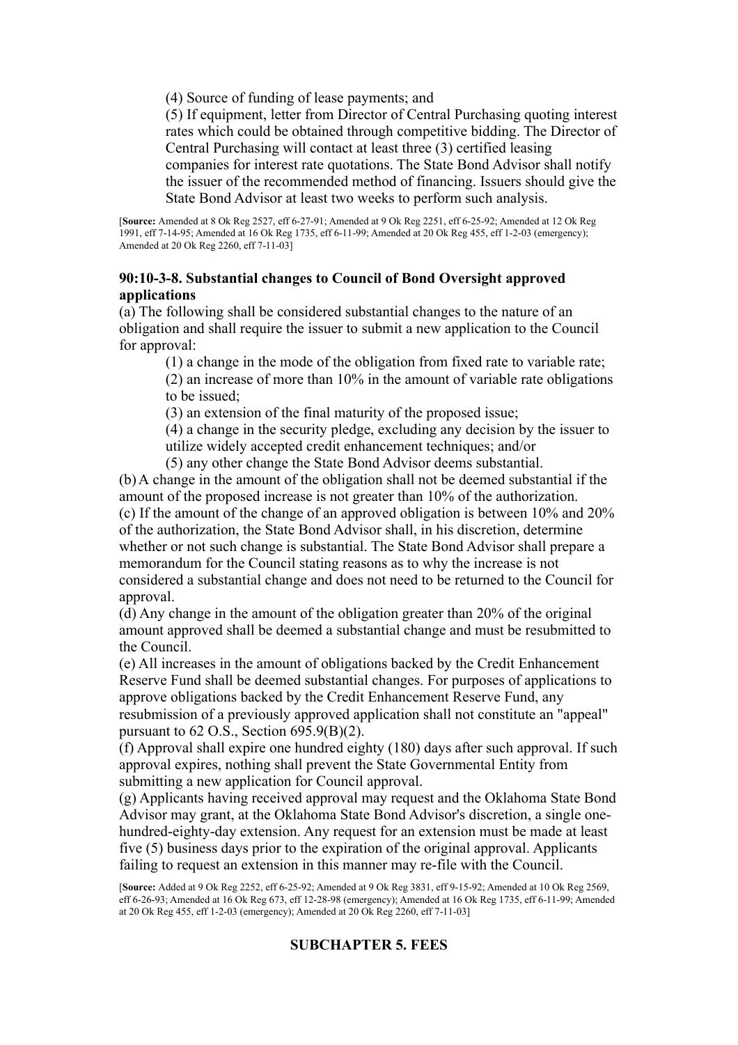(4) Source of funding of lease payments; and

(5) If equipment, letter from Director of Central Purchasing quoting interest rates which could be obtained through competitive bidding. The Director of Central Purchasing will contact at least three (3) certified leasing companies for interest rate quotations. The State Bond Advisor shall notify the issuer of the recommended method of financing. Issuers should give the State Bond Advisor at least two weeks to perform such analysis.

[**Source:** Amended at 8 Ok Reg 2527, eff 6-27-91; Amended at 9 Ok Reg 2251, eff 6-25-92; Amended at 12 Ok Reg 1991, eff 7-14-95; Amended at 16 Ok Reg 1735, eff 6-11-99; Amended at 20 Ok Reg 455, eff 1-2-03 (emergency); Amended at 20 Ok Reg 2260, eff 7-11-03]

### 90:10-3-8. Substantial changes to Council of Bond Oversight approved applications

(a) The following shall be considered substantial changes to the nature of an obligation and shall require the issuer to submit a new application to the Council for approval:

(1) a change in the mode of the obligation from fixed rate to variable rate;

(2) an increase of more than 10% in the amount of variable rate obligations to be issued;

(3) an extension of the final maturity of the proposed issue;

(4) a change in the security pledge, excluding any decision by the issuer to utilize widely accepted credit enhancement techniques; and/or

(5) any other change the State Bond Advisor deems substantial.

(b) A change in the amount of the obligation shall not be deemed substantial if the amount of the proposed increase is not greater than 10% of the authorization.

(c) If the amount of the change of an approved obligation is between 10% and 20% of the authorization, the State Bond Advisor shall, in his discretion, determine whether or not such change is substantial. The State Bond Advisor shall prepare a memorandum for the Council stating reasons as to why the increase is not considered a substantial change and does not need to be returned to the Council for approval.

(d) Any change in the amount of the obligation greater than 20% of the original amount approved shall be deemed a substantial change and must be resubmitted to the Council.

(e) All increases in the amount of obligations backed by the Credit Enhancement Reserve Fund shall be deemed substantial changes. For purposes of applications to approve obligations backed by the Credit Enhancement Reserve Fund, any resubmission of a previously approved application shall not constitute an "appeal" pursuant to 62 O.S., Section 695.9(B)(2).

(f) Approval shall expire one hundred eighty (180) days after such approval. If such approval expires, nothing shall prevent the State Governmental Entity from submitting a new application for Council approval.

(g) Applicants having received approval may request and the Oklahoma State Bond Advisor may grant, at the Oklahoma State Bond Advisor's discretion, a single one-hundred-eighty-day extension. Any request for an extension must be made at least five (5) business days prior to the expiration of the original approval. Applicants failing to request an extension in this manner may re-file with the Council.

[**Source:** Added at 9 Ok Reg 2252, eff 6-25-92; Amended at 9 Ok Reg 3831, eff 9-15-92; Amended at 10 Ok Reg 2569, eff 6-26-93; Amended at 16 Ok Reg 673, eff 12-28-98 (emergency); Amended at 16 Ok Reg 1735, eff 6-11-99; Amended at 20 Ok Reg 455, eff 1-2-03 (emergency); Amended at 20 Ok Reg 2260, eff 7-11-03]

## SUBCHAPTER 5. FEES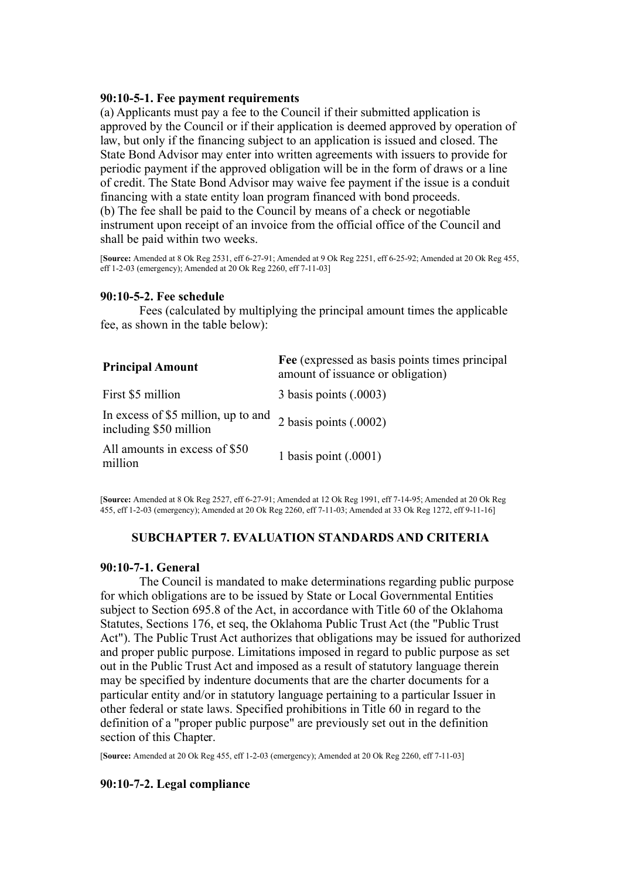#### 90:10-5-1. Fee payment requirements

(a) Applicants must pay a fee to the Council if their submitted application is approved by the Council or if their application is deemed approved by operation of law, but only if the financing subject to an application is issued and closed. The State Bond Advisor may enter into written agreements with issuers to provide for periodic payment if the approved obligation will be in the form of draws or a line of credit. The State Bond Advisor may waive fee payment if the issue is a conduit financing with a state entity loan program financed with bond proceeds.
(b) The fee shall be paid to the Council by means of a check or negotiable instrument upon receipt of an invoice from the official office of the Council and shall be paid within two weeks.

[**Source:** Amended at 8 Ok Reg 2531, eff 6-27-91; Amended at 9 Ok Reg 2251, eff 6-25-92; Amended at 20 Ok Reg 455, eff 1-2-03 (emergency); Amended at 20 Ok Reg 2260, eff 7-11-03]

#### 90:10-5-2. Fee schedule

Fees (calculated by multiplying the principal amount times the applicable fee, as shown in the table below):

| **Principal Amount** | **Fee** (expressed as basis points times principal amount of issuance or obligation) |
|---|---|
| First $5 million | 3 basis points (.0003) |
| In excess of $5 million, up to and including $50 million | 2 basis points (.0002) |
| All amounts in excess of $50 million | 1 basis point (.0001) |

[**Source:** Amended at 8 Ok Reg 2527, eff 6-27-91; Amended at 12 Ok Reg 1991, eff 7-14-95; Amended at 20 Ok Reg 455, eff 1-2-03 (emergency); Amended at 20 Ok Reg 2260, eff 7-11-03; Amended at 33 Ok Reg 1272, eff 9-11-16]

### SUBCHAPTER 7. EVALUATION STANDARDS AND CRITERIA

#### 90:10-7-1. General

The Council is mandated to make determinations regarding public purpose for which obligations are to be issued by State or Local Governmental Entities subject to Section 695.8 of the Act, in accordance with Title 60 of the Oklahoma Statutes, Sections 176, et seq, the Oklahoma Public Trust Act (the "Public Trust Act"). The Public Trust Act authorizes that obligations may be issued for authorized and proper public purpose. Limitations imposed in regard to public purpose as set out in the Public Trust Act and imposed as a result of statutory language therein may be specified by indenture documents that are the charter documents for a particular entity and/or in statutory language pertaining to a particular Issuer in other federal or state laws. Specified prohibitions in Title 60 in regard to the definition of a "proper public purpose" are previously set out in the definition section of this Chapter.

[**Source:** Amended at 20 Ok Reg 455, eff 1-2-03 (emergency); Amended at 20 Ok Reg 2260, eff 7-11-03]

#### 90:10-7-2. Legal compliance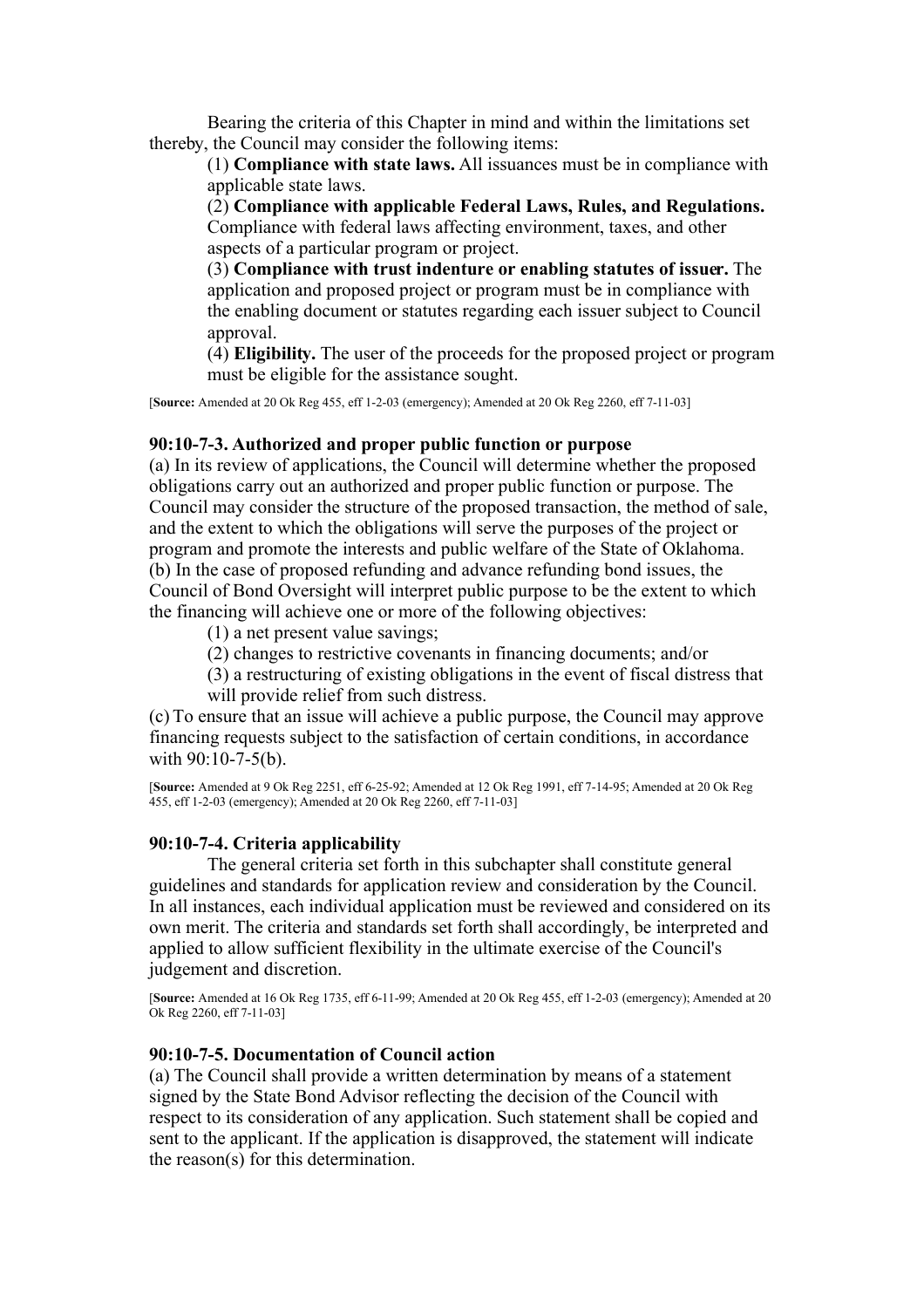Bearing the criteria of this Chapter in mind and within the limitations set thereby, the Council may consider the following items:

(1) **Compliance with state laws.** All issuances must be in compliance with applicable state laws.

(2) **Compliance with applicable Federal Laws, Rules, and Regulations.** Compliance with federal laws affecting environment, taxes, and other aspects of a particular program or project.

(3) **Compliance with trust indenture or enabling statutes of issuer.** The application and proposed project or program must be in compliance with the enabling document or statutes regarding each issuer subject to Council approval.

(4) **Eligibility.** The user of the proceeds for the proposed project or program must be eligible for the assistance sought.

[**Source:** Amended at 20 Ok Reg 455, eff 1-2-03 (emergency); Amended at 20 Ok Reg 2260, eff 7-11-03]

### 90:10-7-3. Authorized and proper public function or purpose

(a) In its review of applications, the Council will determine whether the proposed obligations carry out an authorized and proper public function or purpose. The Council may consider the structure of the proposed transaction, the method of sale, and the extent to which the obligations will serve the purposes of the project or program and promote the interests and public welfare of the State of Oklahoma.

(b) In the case of proposed refunding and advance refunding bond issues, the Council of Bond Oversight will interpret public purpose to be the extent to which the financing will achieve one or more of the following objectives:

(1) a net present value savings;

(2) changes to restrictive covenants in financing documents; and/or

(3) a restructuring of existing obligations in the event of fiscal distress that will provide relief from such distress.

(c) To ensure that an issue will achieve a public purpose, the Council may approve financing requests subject to the satisfaction of certain conditions, in accordance with 90:10-7-5(b).

[**Source:** Amended at 9 Ok Reg 2251, eff 6-25-92; Amended at 12 Ok Reg 1991, eff 7-14-95; Amended at 20 Ok Reg 455, eff 1-2-03 (emergency); Amended at 20 Ok Reg 2260, eff 7-11-03]

### 90:10-7-4. Criteria applicability

The general criteria set forth in this subchapter shall constitute general guidelines and standards for application review and consideration by the Council. In all instances, each individual application must be reviewed and considered on its own merit. The criteria and standards set forth shall accordingly, be interpreted and applied to allow sufficient flexibility in the ultimate exercise of the Council's judgement and discretion.

[**Source:** Amended at 16 Ok Reg 1735, eff 6-11-99; Amended at 20 Ok Reg 455, eff 1-2-03 (emergency); Amended at 20 Ok Reg 2260, eff 7-11-03]

### 90:10-7-5. Documentation of Council action

(a) The Council shall provide a written determination by means of a statement signed by the State Bond Advisor reflecting the decision of the Council with respect to its consideration of any application. Such statement shall be copied and sent to the applicant. If the application is disapproved, the statement will indicate the reason(s) for this determination.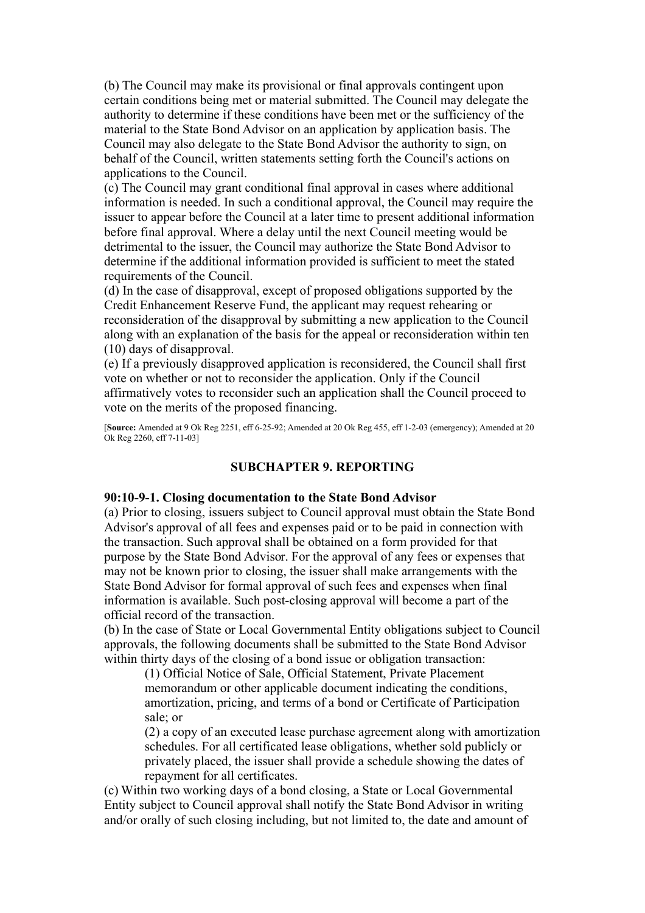(b) The Council may make its provisional or final approvals contingent upon certain conditions being met or material submitted. The Council may delegate the authority to determine if these conditions have been met or the sufficiency of the material to the State Bond Advisor on an application by application basis. The Council may also delegate to the State Bond Advisor the authority to sign, on behalf of the Council, written statements setting forth the Council's actions on applications to the Council.
(c) The Council may grant conditional final approval in cases where additional information is needed. In such a conditional approval, the Council may require the issuer to appear before the Council at a later time to present additional information before final approval. Where a delay until the next Council meeting would be detrimental to the issuer, the Council may authorize the State Bond Advisor to determine if the additional information provided is sufficient to meet the stated requirements of the Council.
(d) In the case of disapproval, except of proposed obligations supported by the Credit Enhancement Reserve Fund, the applicant may request rehearing or reconsideration of the disapproval by submitting a new application to the Council along with an explanation of the basis for the appeal or reconsideration within ten (10) days of disapproval.
(e) If a previously disapproved application is reconsidered, the Council shall first vote on whether or not to reconsider the application. Only if the Council affirmatively votes to reconsider such an application shall the Council proceed to vote on the merits of the proposed financing.

[**Source:** Amended at 9 Ok Reg 2251, eff 6-25-92; Amended at 20 Ok Reg 455, eff 1-2-03 (emergency); Amended at 20 Ok Reg 2260, eff 7-11-03]

## SUBCHAPTER 9. REPORTING

**90:10-9-1. Closing documentation to the State Bond Advisor**

(a) Prior to closing, issuers subject to Council approval must obtain the State Bond Advisor's approval of all fees and expenses paid or to be paid in connection with the transaction. Such approval shall be obtained on a form provided for that purpose by the State Bond Advisor. For the approval of any fees or expenses that may not be known prior to closing, the issuer shall make arrangements with the State Bond Advisor for formal approval of such fees and expenses when final information is available. Such post-closing approval will become a part of the official record of the transaction.
(b) In the case of State or Local Governmental Entity obligations subject to Council approvals, the following documents shall be submitted to the State Bond Advisor within thirty days of the closing of a bond issue or obligation transaction:

(1) Official Notice of Sale, Official Statement, Private Placement memorandum or other applicable document indicating the conditions, amortization, pricing, and terms of a bond or Certificate of Participation sale; or

(2) a copy of an executed lease purchase agreement along with amortization schedules. For all certificated lease obligations, whether sold publicly or privately placed, the issuer shall provide a schedule showing the dates of repayment for all certificates.

(c) Within two working days of a bond closing, a State or Local Governmental Entity subject to Council approval shall notify the State Bond Advisor in writing and/or orally of such closing including, but not limited to, the date and amount of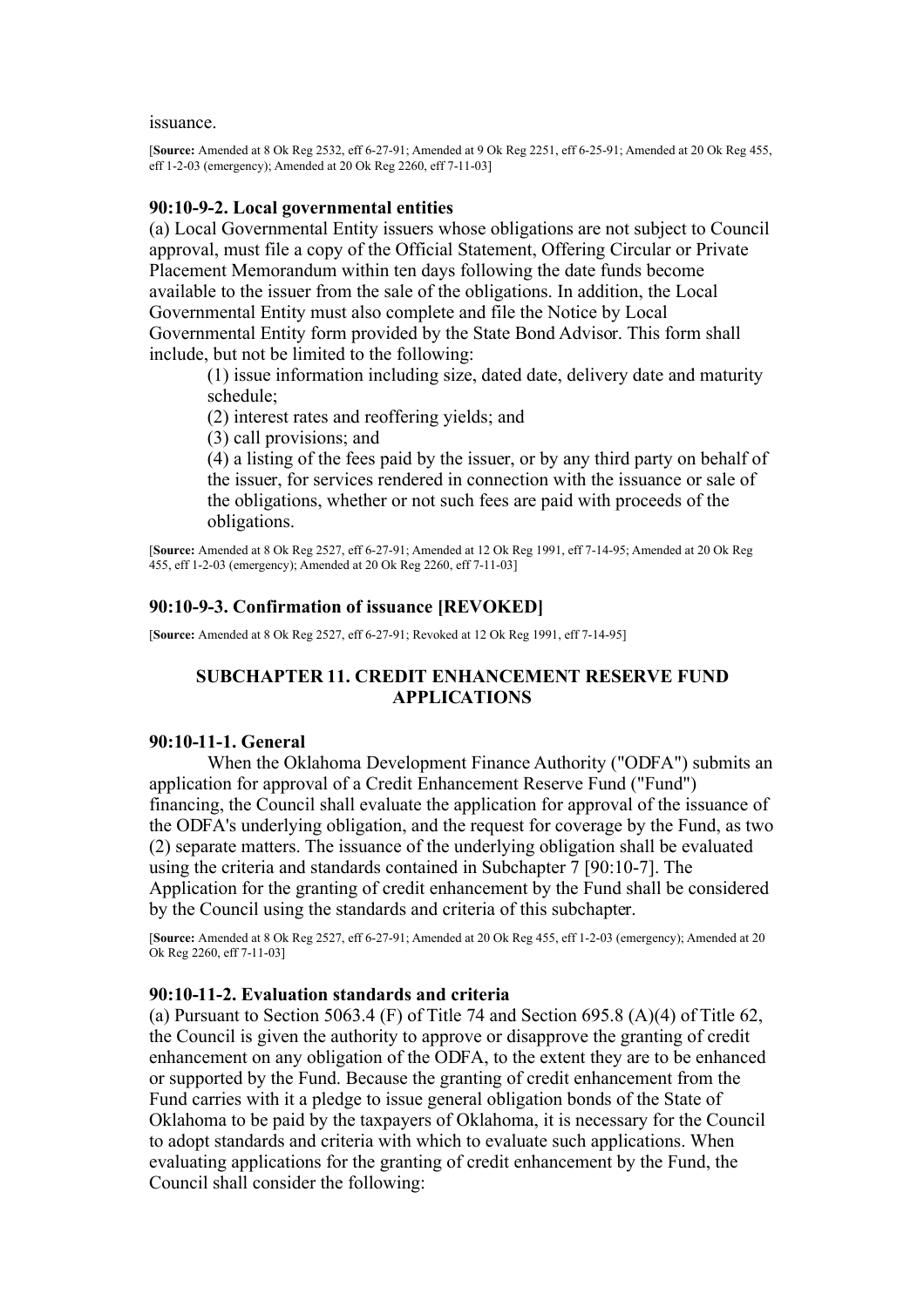issuance.

[**Source:** Amended at 8 Ok Reg 2532, eff 6-27-91; Amended at 9 Ok Reg 2251, eff 6-25-91; Amended at 20 Ok Reg 455, eff 1-2-03 (emergency); Amended at 20 Ok Reg 2260, eff 7-11-03]

### 90:10-9-2. Local governmental entities

(a) Local Governmental Entity issuers whose obligations are not subject to Council approval, must file a copy of the Official Statement, Offering Circular or Private Placement Memorandum within ten days following the date funds become available to the issuer from the sale of the obligations. In addition, the Local Governmental Entity must also complete and file the Notice by Local Governmental Entity form provided by the State Bond Advisor. This form shall include, but not be limited to the following:

(1) issue information including size, dated date, delivery date and maturity schedule;

(2) interest rates and reoffering yields; and

(3) call provisions; and

(4) a listing of the fees paid by the issuer, or by any third party on behalf of the issuer, for services rendered in connection with the issuance or sale of the obligations, whether or not such fees are paid with proceeds of the obligations.

[**Source:** Amended at 8 Ok Reg 2527, eff 6-27-91; Amended at 12 Ok Reg 1991, eff 7-14-95; Amended at 20 Ok Reg 455, eff 1-2-03 (emergency); Amended at 20 Ok Reg 2260, eff 7-11-03]

### 90:10-9-3. Confirmation of issuance [REVOKED]

[**Source:** Amended at 8 Ok Reg 2527, eff 6-27-91; Revoked at 12 Ok Reg 1991, eff 7-14-95]

## SUBCHAPTER 11. CREDIT ENHANCEMENT RESERVE FUND APPLICATIONS

### 90:10-11-1. General

When the Oklahoma Development Finance Authority ("ODFA") submits an application for approval of a Credit Enhancement Reserve Fund ("Fund") financing, the Council shall evaluate the application for approval of the issuance of the ODFA's underlying obligation, and the request for coverage by the Fund, as two (2) separate matters. The issuance of the underlying obligation shall be evaluated using the criteria and standards contained in Subchapter 7 [90:10-7]. The Application for the granting of credit enhancement by the Fund shall be considered by the Council using the standards and criteria of this subchapter.

[**Source:** Amended at 8 Ok Reg 2527, eff 6-27-91; Amended at 20 Ok Reg 455, eff 1-2-03 (emergency); Amended at 20 Ok Reg 2260, eff 7-11-03]

### 90:10-11-2. Evaluation standards and criteria

(a) Pursuant to Section 5063.4 (F) of Title 74 and Section 695.8 (A)(4) of Title 62, the Council is given the authority to approve or disapprove the granting of credit enhancement on any obligation of the ODFA, to the extent they are to be enhanced or supported by the Fund. Because the granting of credit enhancement from the Fund carries with it a pledge to issue general obligation bonds of the State of Oklahoma to be paid by the taxpayers of Oklahoma, it is necessary for the Council to adopt standards and criteria with which to evaluate such applications. When evaluating applications for the granting of credit enhancement by the Fund, the Council shall consider the following: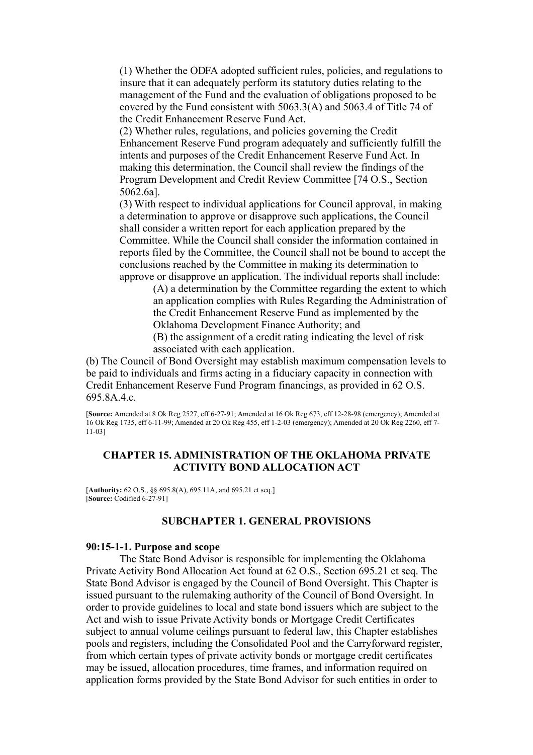(1) Whether the ODFA adopted sufficient rules, policies, and regulations to insure that it can adequately perform its statutory duties relating to the management of the Fund and the evaluation of obligations proposed to be covered by the Fund consistent with 5063.3(A) and 5063.4 of Title 74 of the Credit Enhancement Reserve Fund Act.

(2) Whether rules, regulations, and policies governing the Credit Enhancement Reserve Fund program adequately and sufficiently fulfill the intents and purposes of the Credit Enhancement Reserve Fund Act. In making this determination, the Council shall review the findings of the Program Development and Credit Review Committee [74 O.S., Section 5062.6a].

(3) With respect to individual applications for Council approval, in making a determination to approve or disapprove such applications, the Council shall consider a written report for each application prepared by the Committee. While the Council shall consider the information contained in reports filed by the Committee, the Council shall not be bound to accept the conclusions reached by the Committee in making its determination to approve or disapprove an application. The individual reports shall include:

(A) a determination by the Committee regarding the extent to which an application complies with Rules Regarding the Administration of the Credit Enhancement Reserve Fund as implemented by the Oklahoma Development Finance Authority; and

(B) the assignment of a credit rating indicating the level of risk associated with each application.

(b) The Council of Bond Oversight may establish maximum compensation levels to be paid to individuals and firms acting in a fiduciary capacity in connection with Credit Enhancement Reserve Fund Program financings, as provided in 62 O.S. 695.8A.4.c.

[**Source:** Amended at 8 Ok Reg 2527, eff 6-27-91; Amended at 16 Ok Reg 673, eff 12-28-98 (emergency); Amended at 16 Ok Reg 1735, eff 6-11-99; Amended at 20 Ok Reg 455, eff 1-2-03 (emergency); Amended at 20 Ok Reg 2260, eff 7-11-03]

## CHAPTER 15. ADMINISTRATION OF THE OKLAHOMA PRIVATE ACTIVITY BOND ALLOCATION ACT

[**Authority:** 62 O.S., §§ 695.8(A), 695.11A, and 695.21 et seq.]
[**Source:** Codified 6-27-91]

### SUBCHAPTER 1. GENERAL PROVISIONS

#### 90:15-1-1. Purpose and scope

The State Bond Advisor is responsible for implementing the Oklahoma Private Activity Bond Allocation Act found at 62 O.S., Section 695.21 et seq. The State Bond Advisor is engaged by the Council of Bond Oversight. This Chapter is issued pursuant to the rulemaking authority of the Council of Bond Oversight. In order to provide guidelines to local and state bond issuers which are subject to the Act and wish to issue Private Activity bonds or Mortgage Credit Certificates subject to annual volume ceilings pursuant to federal law, this Chapter establishes pools and registers, including the Consolidated Pool and the Carryforward register, from which certain types of private activity bonds or mortgage credit certificates may be issued, allocation procedures, time frames, and information required on application forms provided by the State Bond Advisor for such entities in order to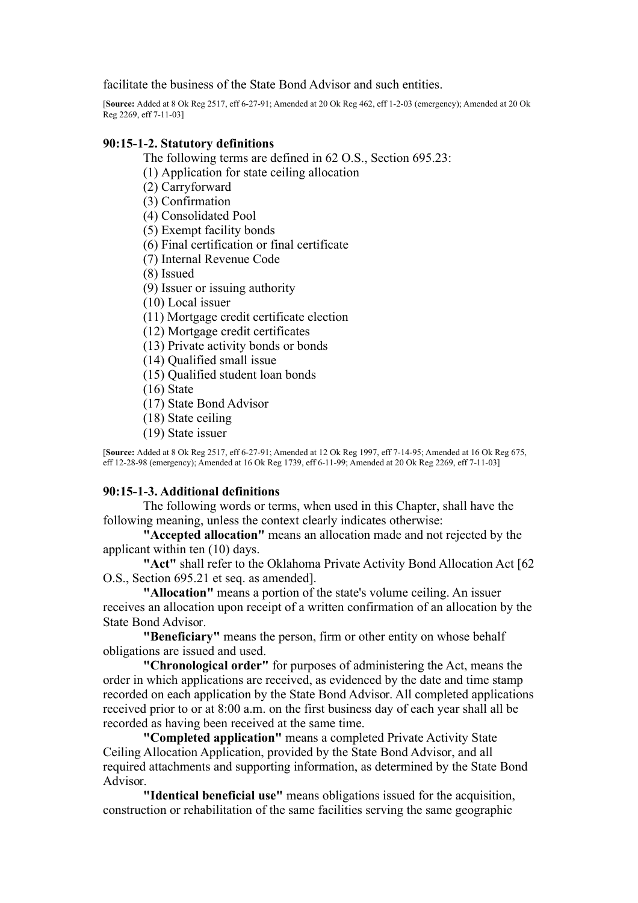facilitate the business of the State Bond Advisor and such entities.

[**Source:** Added at 8 Ok Reg 2517, eff 6-27-91; Amended at 20 Ok Reg 462, eff 1-2-03 (emergency); Amended at 20 Ok Reg 2269, eff 7-11-03]

### 90:15-1-2. Statutory definitions

The following terms are defined in 62 O.S., Section 695.23:

(1) Application for state ceiling allocation
(2) Carryforward
(3) Confirmation
(4) Consolidated Pool
(5) Exempt facility bonds
(6) Final certification or final certificate
(7) Internal Revenue Code
(8) Issued
(9) Issuer or issuing authority
(10) Local issuer
(11) Mortgage credit certificate election
(12) Mortgage credit certificates
(13) Private activity bonds or bonds
(14) Qualified small issue
(15) Qualified student loan bonds
(16) State
(17) State Bond Advisor
(18) State ceiling
(19) State issuer

[**Source:** Added at 8 Ok Reg 2517, eff 6-27-91; Amended at 12 Ok Reg 1997, eff 7-14-95; Amended at 16 Ok Reg 675, eff 12-28-98 (emergency); Amended at 16 Ok Reg 1739, eff 6-11-99; Amended at 20 Ok Reg 2269, eff 7-11-03]

### 90:15-1-3. Additional definitions

The following words or terms, when used in this Chapter, shall have the following meaning, unless the context clearly indicates otherwise:

**"Accepted allocation"** means an allocation made and not rejected by the applicant within ten (10) days.

**"Act"** shall refer to the Oklahoma Private Activity Bond Allocation Act [62 O.S., Section 695.21 et seq. as amended].

**"Allocation"** means a portion of the state's volume ceiling. An issuer receives an allocation upon receipt of a written confirmation of an allocation by the State Bond Advisor.

**"Beneficiary"** means the person, firm or other entity on whose behalf obligations are issued and used.

**"Chronological order"** for purposes of administering the Act, means the order in which applications are received, as evidenced by the date and time stamp recorded on each application by the State Bond Advisor. All completed applications received prior to or at 8:00 a.m. on the first business day of each year shall all be recorded as having been received at the same time.

**"Completed application"** means a completed Private Activity State Ceiling Allocation Application, provided by the State Bond Advisor, and all required attachments and supporting information, as determined by the State Bond Advisor.

**"Identical beneficial use"** means obligations issued for the acquisition, construction or rehabilitation of the same facilities serving the same geographic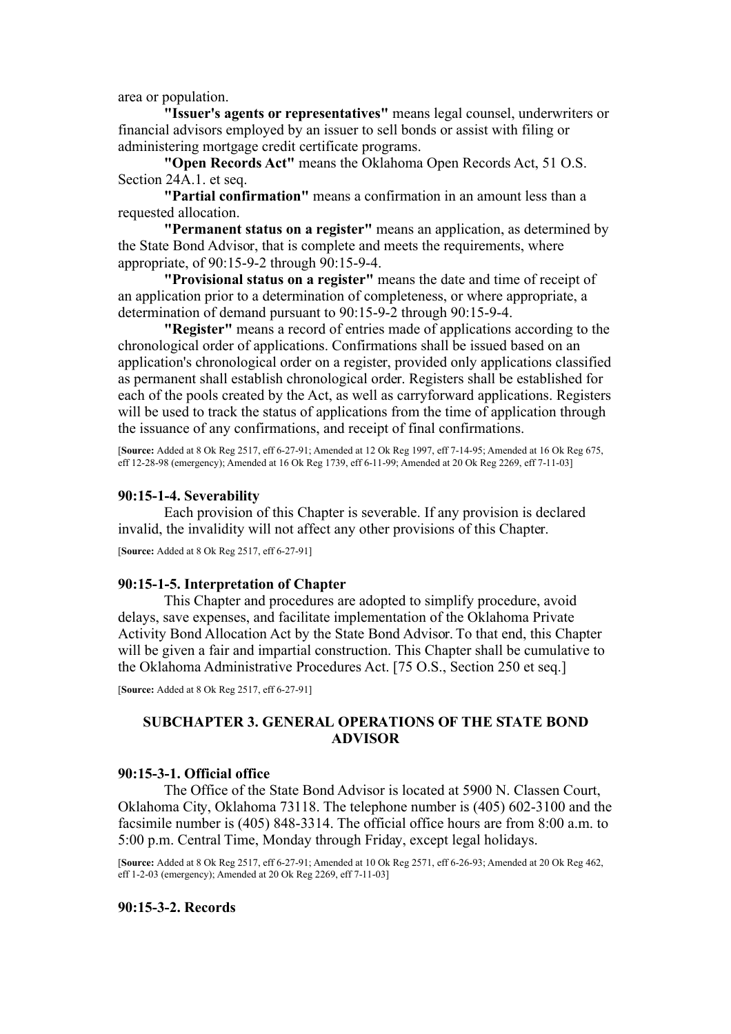area or population.

**"Issuer's agents or representatives"** means legal counsel, underwriters or financial advisors employed by an issuer to sell bonds or assist with filing or administering mortgage credit certificate programs.

**"Open Records Act"** means the Oklahoma Open Records Act, 51 O.S. Section 24A.1. et seq.

**"Partial confirmation"** means a confirmation in an amount less than a requested allocation.

**"Permanent status on a register"** means an application, as determined by the State Bond Advisor, that is complete and meets the requirements, where appropriate, of 90:15-9-2 through 90:15-9-4.

**"Provisional status on a register"** means the date and time of receipt of an application prior to a determination of completeness, or where appropriate, a determination of demand pursuant to 90:15-9-2 through 90:15-9-4.

**"Register"** means a record of entries made of applications according to the chronological order of applications. Confirmations shall be issued based on an application's chronological order on a register, provided only applications classified as permanent shall establish chronological order. Registers shall be established for each of the pools created by the Act, as well as carryforward applications. Registers will be used to track the status of applications from the time of application through the issuance of any confirmations, and receipt of final confirmations.

[**Source:** Added at 8 Ok Reg 2517, eff 6-27-91; Amended at 12 Ok Reg 1997, eff 7-14-95; Amended at 16 Ok Reg 675, eff 12-28-98 (emergency); Amended at 16 Ok Reg 1739, eff 6-11-99; Amended at 20 Ok Reg 2269, eff 7-11-03]

#### 90:15-1-4. Severability

Each provision of this Chapter is severable. If any provision is declared invalid, the invalidity will not affect any other provisions of this Chapter.

[**Source:** Added at 8 Ok Reg 2517, eff 6-27-91]

#### 90:15-1-5. Interpretation of Chapter

This Chapter and procedures are adopted to simplify procedure, avoid delays, save expenses, and facilitate implementation of the Oklahoma Private Activity Bond Allocation Act by the State Bond Advisor. To that end, this Chapter will be given a fair and impartial construction. This Chapter shall be cumulative to the Oklahoma Administrative Procedures Act. [75 O.S., Section 250 et seq.]

[**Source:** Added at 8 Ok Reg 2517, eff 6-27-91]

### SUBCHAPTER 3. GENERAL OPERATIONS OF THE STATE BOND ADVISOR

#### 90:15-3-1. Official office

The Office of the State Bond Advisor is located at 5900 N. Classen Court, Oklahoma City, Oklahoma 73118. The telephone number is (405) 602-3100 and the facsimile number is (405) 848-3314. The official office hours are from 8:00 a.m. to 5:00 p.m. Central Time, Monday through Friday, except legal holidays.

[**Source:** Added at 8 Ok Reg 2517, eff 6-27-91; Amended at 10 Ok Reg 2571, eff 6-26-93; Amended at 20 Ok Reg 462, eff 1-2-03 (emergency); Amended at 20 Ok Reg 2269, eff 7-11-03]

#### 90:15-3-2. Records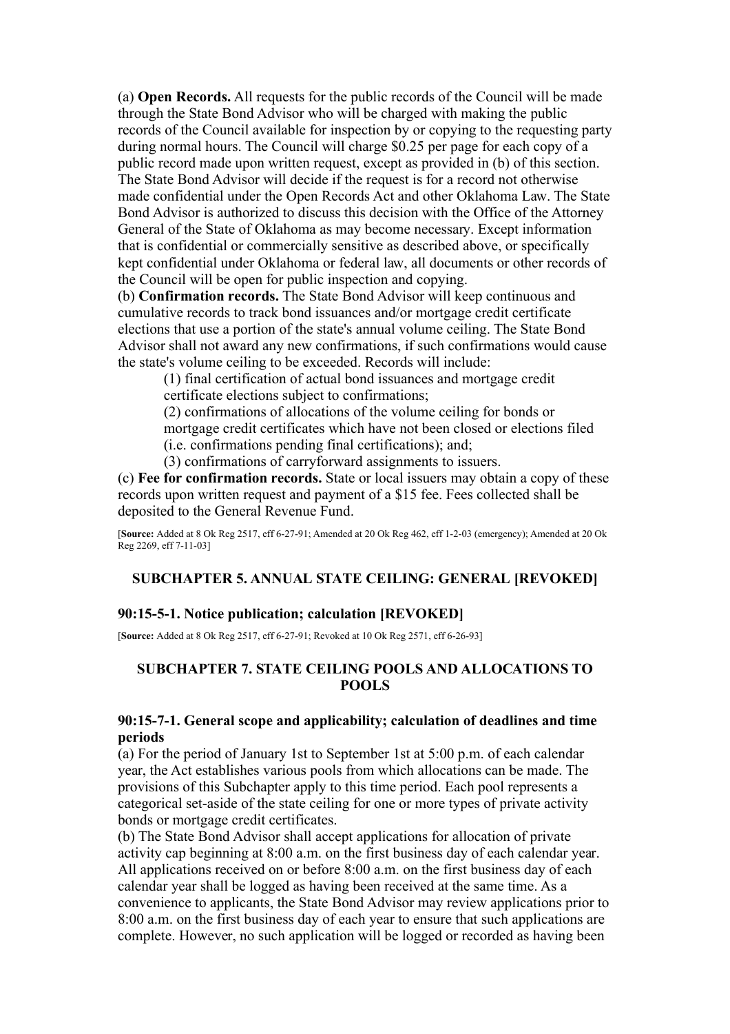(a) **Open Records.** All requests for the public records of the Council will be made through the State Bond Advisor who will be charged with making the public records of the Council available for inspection by or copying to the requesting party during normal hours. The Council will charge $0.25 per page for each copy of a public record made upon written request, except as provided in (b) of this section. The State Bond Advisor will decide if the request is for a record not otherwise made confidential under the Open Records Act and other Oklahoma Law. The State Bond Advisor is authorized to discuss this decision with the Office of the Attorney General of the State of Oklahoma as may become necessary. Except information that is confidential or commercially sensitive as described above, or specifically kept confidential under Oklahoma or federal law, all documents or other records of the Council will be open for public inspection and copying.

(b) **Confirmation records.** The State Bond Advisor will keep continuous and cumulative records to track bond issuances and/or mortgage credit certificate elections that use a portion of the state's annual volume ceiling. The State Bond Advisor shall not award any new confirmations, if such confirmations would cause the state's volume ceiling to be exceeded. Records will include:

(1) final certification of actual bond issuances and mortgage credit certificate elections subject to confirmations;

(2) confirmations of allocations of the volume ceiling for bonds or mortgage credit certificates which have not been closed or elections filed (i.e. confirmations pending final certifications); and;

(3) confirmations of carryforward assignments to issuers.

(c) **Fee for confirmation records.** State or local issuers may obtain a copy of these records upon written request and payment of a $15 fee. Fees collected shall be deposited to the General Revenue Fund.

[**Source:** Added at 8 Ok Reg 2517, eff 6-27-91; Amended at 20 Ok Reg 462, eff 1-2-03 (emergency); Amended at 20 Ok Reg 2269, eff 7-11-03]

## SUBCHAPTER 5. ANNUAL STATE CEILING: GENERAL [REVOKED]

### 90:15-5-1. Notice publication; calculation [REVOKED]

[**Source:** Added at 8 Ok Reg 2517, eff 6-27-91; Revoked at 10 Ok Reg 2571, eff 6-26-93]

## SUBCHAPTER 7. STATE CEILING POOLS AND ALLOCATIONS TO POOLS

### 90:15-7-1. General scope and applicability; calculation of deadlines and time periods

(a) For the period of January 1st to September 1st at 5:00 p.m. of each calendar year, the Act establishes various pools from which allocations can be made. The provisions of this Subchapter apply to this time period. Each pool represents a categorical set-aside of the state ceiling for one or more types of private activity bonds or mortgage credit certificates.

(b) The State Bond Advisor shall accept applications for allocation of private activity cap beginning at 8:00 a.m. on the first business day of each calendar year. All applications received on or before 8:00 a.m. on the first business day of each calendar year shall be logged as having been received at the same time. As a convenience to applicants, the State Bond Advisor may review applications prior to 8:00 a.m. on the first business day of each year to ensure that such applications are complete. However, no such application will be logged or recorded as having been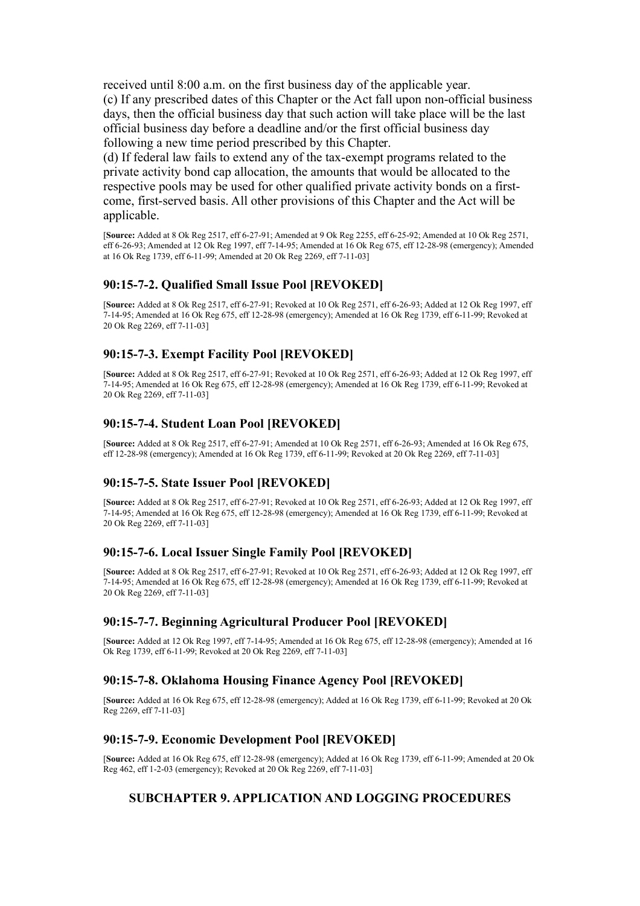received until 8:00 a.m. on the first business day of the applicable year.

(c) If any prescribed dates of this Chapter or the Act fall upon non-official business days, then the official business day that such action will take place will be the last official business day before a deadline and/or the first official business day following a new time period prescribed by this Chapter.

(d) If federal law fails to extend any of the tax-exempt programs related to the private activity bond cap allocation, the amounts that would be allocated to the respective pools may be used for other qualified private activity bonds on a first-come, first-served basis. All other provisions of this Chapter and the Act will be applicable.

[**Source:** Added at 8 Ok Reg 2517, eff 6-27-91; Amended at 9 Ok Reg 2255, eff 6-25-92; Amended at 10 Ok Reg 2571, eff 6-26-93; Amended at 12 Ok Reg 1997, eff 7-14-95; Amended at 16 Ok Reg 675, eff 12-28-98 (emergency); Amended at 16 Ok Reg 1739, eff 6-11-99; Amended at 20 Ok Reg 2269, eff 7-11-03]

### 90:15-7-2. Qualified Small Issue Pool [REVOKED]

[**Source:** Added at 8 Ok Reg 2517, eff 6-27-91; Revoked at 10 Ok Reg 2571, eff 6-26-93; Added at 12 Ok Reg 1997, eff 7-14-95; Amended at 16 Ok Reg 675, eff 12-28-98 (emergency); Amended at 16 Ok Reg 1739, eff 6-11-99; Revoked at 20 Ok Reg 2269, eff 7-11-03]

### 90:15-7-3. Exempt Facility Pool [REVOKED]

[**Source:** Added at 8 Ok Reg 2517, eff 6-27-91; Revoked at 10 Ok Reg 2571, eff 6-26-93; Added at 12 Ok Reg 1997, eff 7-14-95; Amended at 16 Ok Reg 675, eff 12-28-98 (emergency); Amended at 16 Ok Reg 1739, eff 6-11-99; Revoked at 20 Ok Reg 2269, eff 7-11-03]

### 90:15-7-4. Student Loan Pool [REVOKED]

[**Source:** Added at 8 Ok Reg 2517, eff 6-27-91; Amended at 10 Ok Reg 2571, eff 6-26-93; Amended at 16 Ok Reg 675, eff 12-28-98 (emergency); Amended at 16 Ok Reg 1739, eff 6-11-99; Revoked at 20 Ok Reg 2269, eff 7-11-03]

### 90:15-7-5. State Issuer Pool [REVOKED]

[**Source:** Added at 8 Ok Reg 2517, eff 6-27-91; Revoked at 10 Ok Reg 2571, eff 6-26-93; Added at 12 Ok Reg 1997, eff 7-14-95; Amended at 16 Ok Reg 675, eff 12-28-98 (emergency); Amended at 16 Ok Reg 1739, eff 6-11-99; Revoked at 20 Ok Reg 2269, eff 7-11-03]

### 90:15-7-6. Local Issuer Single Family Pool [REVOKED]

[**Source:** Added at 8 Ok Reg 2517, eff 6-27-91; Revoked at 10 Ok Reg 2571, eff 6-26-93; Added at 12 Ok Reg 1997, eff 7-14-95; Amended at 16 Ok Reg 675, eff 12-28-98 (emergency); Amended at 16 Ok Reg 1739, eff 6-11-99; Revoked at 20 Ok Reg 2269, eff 7-11-03]

### 90:15-7-7. Beginning Agricultural Producer Pool [REVOKED]

[**Source:** Added at 12 Ok Reg 1997, eff 7-14-95; Amended at 16 Ok Reg 675, eff 12-28-98 (emergency); Amended at 16 Ok Reg 1739, eff 6-11-99; Revoked at 20 Ok Reg 2269, eff 7-11-03]

### 90:15-7-8. Oklahoma Housing Finance Agency Pool [REVOKED]

[**Source:** Added at 16 Ok Reg 675, eff 12-28-98 (emergency); Added at 16 Ok Reg 1739, eff 6-11-99; Revoked at 20 Ok Reg 2269, eff 7-11-03]

### 90:15-7-9. Economic Development Pool [REVOKED]

[**Source:** Added at 16 Ok Reg 675, eff 12-28-98 (emergency); Added at 16 Ok Reg 1739, eff 6-11-99; Amended at 20 Ok Reg 462, eff 1-2-03 (emergency); Revoked at 20 Ok Reg 2269, eff 7-11-03]

## SUBCHAPTER 9. APPLICATION AND LOGGING PROCEDURES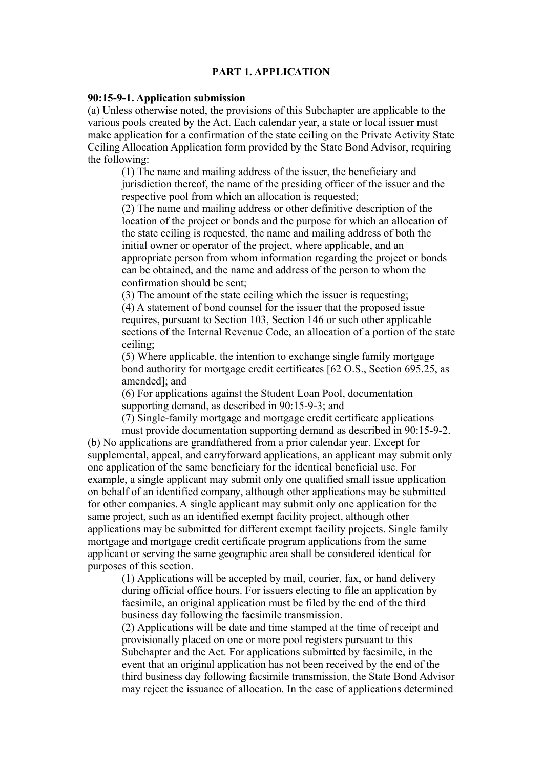## PART 1. APPLICATION

**90:15-9-1. Application submission**

(a) Unless otherwise noted, the provisions of this Subchapter are applicable to the various pools created by the Act. Each calendar year, a state or local issuer must make application for a confirmation of the state ceiling on the Private Activity State Ceiling Allocation Application form provided by the State Bond Advisor, requiring the following:

(1) The name and mailing address of the issuer, the beneficiary and jurisdiction thereof, the name of the presiding officer of the issuer and the respective pool from which an allocation is requested;

(2) The name and mailing address or other definitive description of the location of the project or bonds and the purpose for which an allocation of the state ceiling is requested, the name and mailing address of both the initial owner or operator of the project, where applicable, and an appropriate person from whom information regarding the project or bonds can be obtained, and the name and address of the person to whom the confirmation should be sent;

(3) The amount of the state ceiling which the issuer is requesting;

(4) A statement of bond counsel for the issuer that the proposed issue requires, pursuant to Section 103, Section 146 or such other applicable sections of the Internal Revenue Code, an allocation of a portion of the state ceiling;

(5) Where applicable, the intention to exchange single family mortgage bond authority for mortgage credit certificates [62 O.S., Section 695.25, as amended]; and

(6) For applications against the Student Loan Pool, documentation supporting demand, as described in 90:15-9-3; and

(7) Single-family mortgage and mortgage credit certificate applications must provide documentation supporting demand as described in 90:15-9-2.

(b) No applications are grandfathered from a prior calendar year. Except for supplemental, appeal, and carryforward applications, an applicant may submit only one application of the same beneficiary for the identical beneficial use. For example, a single applicant may submit only one qualified small issue application on behalf of an identified company, although other applications may be submitted for other companies. A single applicant may submit only one application for the same project, such as an identified exempt facility project, although other applications may be submitted for different exempt facility projects. Single family mortgage and mortgage credit certificate program applications from the same applicant or serving the same geographic area shall be considered identical for purposes of this section.

(1) Applications will be accepted by mail, courier, fax, or hand delivery during official office hours. For issuers electing to file an application by facsimile, an original application must be filed by the end of the third business day following the facsimile transmission.

(2) Applications will be date and time stamped at the time of receipt and provisionally placed on one or more pool registers pursuant to this Subchapter and the Act. For applications submitted by facsimile, in the event that an original application has not been received by the end of the third business day following facsimile transmission, the State Bond Advisor may reject the issuance of allocation. In the case of applications determined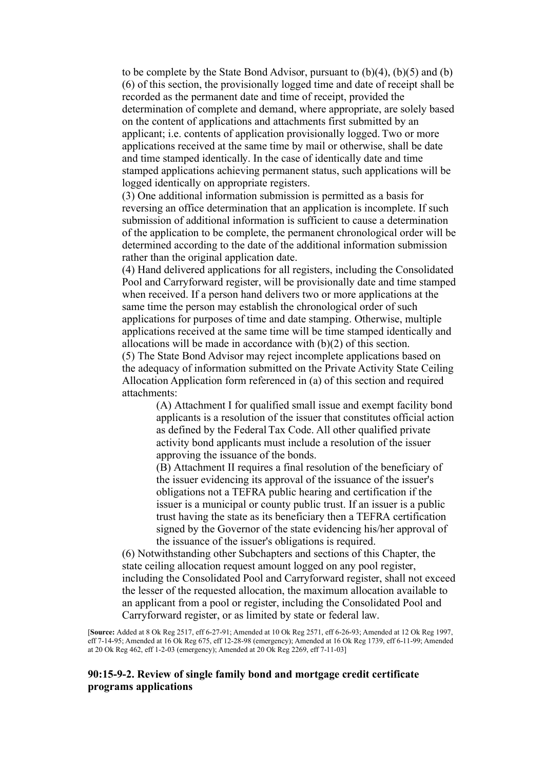to be complete by the State Bond Advisor, pursuant to (b)(4), (b)(5) and (b)(6) of this section, the provisionally logged time and date of receipt shall be recorded as the permanent date and time of receipt, provided the determination of complete and demand, where appropriate, are solely based on the content of applications and attachments first submitted by an applicant; i.e. contents of application provisionally logged. Two or more applications received at the same time by mail or otherwise, shall be date and time stamped identically. In the case of identically date and time stamped applications achieving permanent status, such applications will be logged identically on appropriate registers.

(3) One additional information submission is permitted as a basis for reversing an office determination that an application is incomplete. If such submission of additional information is sufficient to cause a determination of the application to be complete, the permanent chronological order will be determined according to the date of the additional information submission rather than the original application date.

(4) Hand delivered applications for all registers, including the Consolidated Pool and Carryforward register, will be provisionally date and time stamped when received. If a person hand delivers two or more applications at the same time the person may establish the chronological order of such applications for purposes of time and date stamping. Otherwise, multiple applications received at the same time will be time stamped identically and allocations will be made in accordance with (b)(2) of this section.

(5) The State Bond Advisor may reject incomplete applications based on the adequacy of information submitted on the Private Activity State Ceiling Allocation Application form referenced in (a) of this section and required attachments:

(A) Attachment I for qualified small issue and exempt facility bond applicants is a resolution of the issuer that constitutes official action as defined by the Federal Tax Code. All other qualified private activity bond applicants must include a resolution of the issuer approving the issuance of the bonds.

(B) Attachment II requires a final resolution of the beneficiary of the issuer evidencing its approval of the issuance of the issuer's obligations not a TEFRA public hearing and certification if the issuer is a municipal or county public trust. If an issuer is a public trust having the state as its beneficiary then a TEFRA certification signed by the Governor of the state evidencing his/her approval of the issuance of the issuer's obligations is required.

(6) Notwithstanding other Subchapters and sections of this Chapter, the state ceiling allocation request amount logged on any pool register, including the Consolidated Pool and Carryforward register, shall not exceed the lesser of the requested allocation, the maximum allocation available to an applicant from a pool or register, including the Consolidated Pool and Carryforward register, or as limited by state or federal law.

[**Source:** Added at 8 Ok Reg 2517, eff 6-27-91; Amended at 10 Ok Reg 2571, eff 6-26-93; Amended at 12 Ok Reg 1997, eff 7-14-95; Amended at 16 Ok Reg 675, eff 12-28-98 (emergency); Amended at 16 Ok Reg 1739, eff 6-11-99; Amended at 20 Ok Reg 462, eff 1-2-03 (emergency); Amended at 20 Ok Reg 2269, eff 7-11-03]

### 90:15-9-2. Review of single family bond and mortgage credit certificate programs applications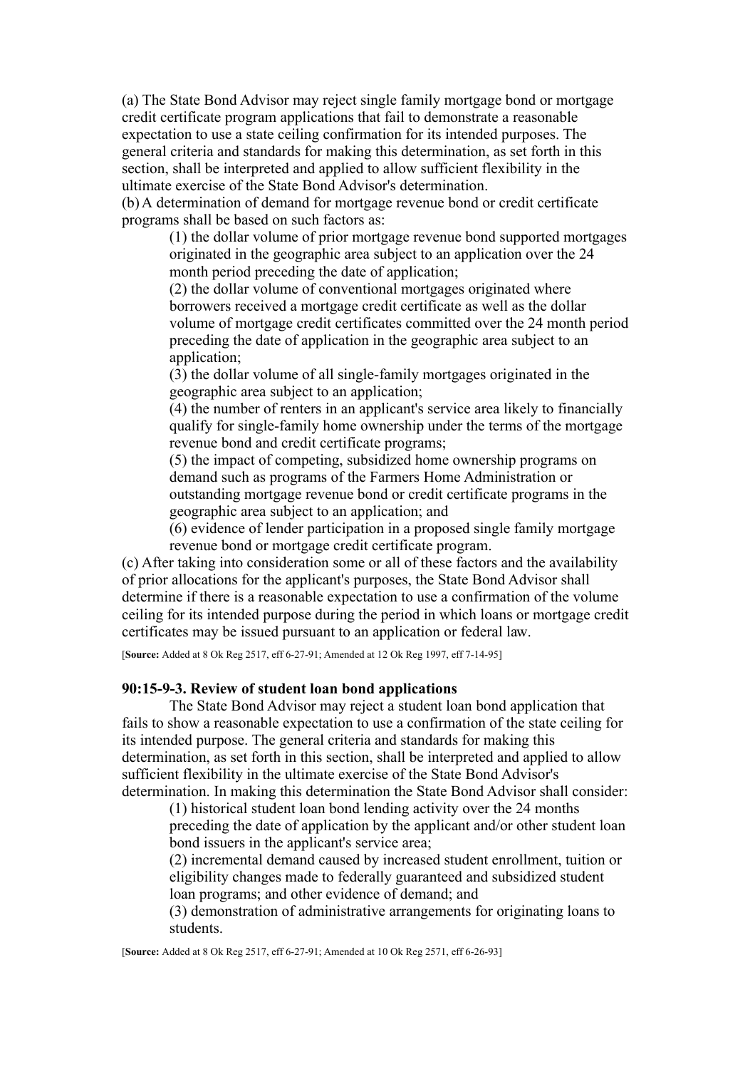(a) The State Bond Advisor may reject single family mortgage bond or mortgage credit certificate program applications that fail to demonstrate a reasonable expectation to use a state ceiling confirmation for its intended purposes. The general criteria and standards for making this determination, as set forth in this section, shall be interpreted and applied to allow sufficient flexibility in the ultimate exercise of the State Bond Advisor's determination.

(b) A determination of demand for mortgage revenue bond or credit certificate programs shall be based on such factors as:

(1) the dollar volume of prior mortgage revenue bond supported mortgages originated in the geographic area subject to an application over the 24 month period preceding the date of application;

(2) the dollar volume of conventional mortgages originated where borrowers received a mortgage credit certificate as well as the dollar volume of mortgage credit certificates committed over the 24 month period preceding the date of application in the geographic area subject to an application;

(3) the dollar volume of all single-family mortgages originated in the geographic area subject to an application;

(4) the number of renters in an applicant's service area likely to financially qualify for single-family home ownership under the terms of the mortgage revenue bond and credit certificate programs;

(5) the impact of competing, subsidized home ownership programs on demand such as programs of the Farmers Home Administration or outstanding mortgage revenue bond or credit certificate programs in the geographic area subject to an application; and

(6) evidence of lender participation in a proposed single family mortgage revenue bond or mortgage credit certificate program.

(c) After taking into consideration some or all of these factors and the availability of prior allocations for the applicant's purposes, the State Bond Advisor shall determine if there is a reasonable expectation to use a confirmation of the volume ceiling for its intended purpose during the period in which loans or mortgage credit certificates may be issued pursuant to an application or federal law.

[**Source:** Added at 8 Ok Reg 2517, eff 6-27-91; Amended at 12 Ok Reg 1997, eff 7-14-95]

### 90:15-9-3. Review of student loan bond applications

The State Bond Advisor may reject a student loan bond application that fails to show a reasonable expectation to use a confirmation of the state ceiling for its intended purpose. The general criteria and standards for making this determination, as set forth in this section, shall be interpreted and applied to allow sufficient flexibility in the ultimate exercise of the State Bond Advisor's determination. In making this determination the State Bond Advisor shall consider:

(1) historical student loan bond lending activity over the 24 months preceding the date of application by the applicant and/or other student loan bond issuers in the applicant's service area;

(2) incremental demand caused by increased student enrollment, tuition or eligibility changes made to federally guaranteed and subsidized student loan programs; and other evidence of demand; and

(3) demonstration of administrative arrangements for originating loans to students.

[**Source:** Added at 8 Ok Reg 2517, eff 6-27-91; Amended at 10 Ok Reg 2571, eff 6-26-93]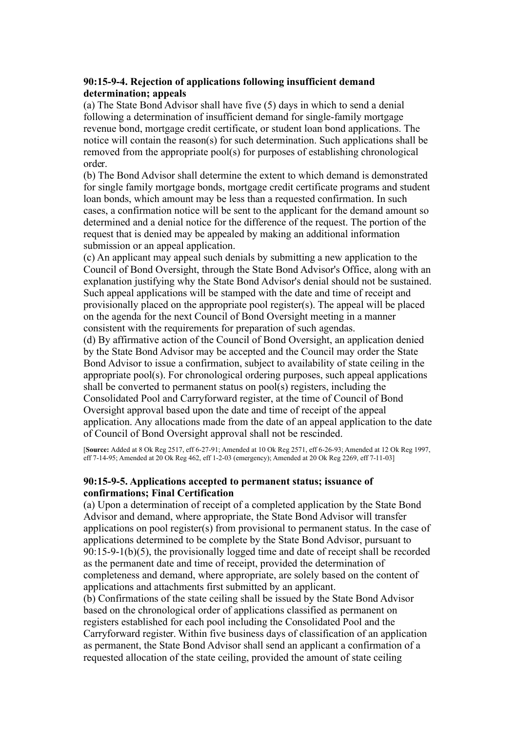### 90:15-9-4. Rejection of applications following insufficient demand determination; appeals

(a) The State Bond Advisor shall have five (5) days in which to send a denial following a determination of insufficient demand for single-family mortgage revenue bond, mortgage credit certificate, or student loan bond applications. The notice will contain the reason(s) for such determination. Such applications shall be removed from the appropriate pool(s) for purposes of establishing chronological order.

(b) The Bond Advisor shall determine the extent to which demand is demonstrated for single family mortgage bonds, mortgage credit certificate programs and student loan bonds, which amount may be less than a requested confirmation. In such cases, a confirmation notice will be sent to the applicant for the demand amount so determined and a denial notice for the difference of the request. The portion of the request that is denied may be appealed by making an additional information submission or an appeal application.

(c) An applicant may appeal such denials by submitting a new application to the Council of Bond Oversight, through the State Bond Advisor's Office, along with an explanation justifying why the State Bond Advisor's denial should not be sustained. Such appeal applications will be stamped with the date and time of receipt and provisionally placed on the appropriate pool register(s). The appeal will be placed on the agenda for the next Council of Bond Oversight meeting in a manner consistent with the requirements for preparation of such agendas.

(d) By affirmative action of the Council of Bond Oversight, an application denied by the State Bond Advisor may be accepted and the Council may order the State Bond Advisor to issue a confirmation, subject to availability of state ceiling in the appropriate pool(s). For chronological ordering purposes, such appeal applications shall be converted to permanent status on pool(s) registers, including the Consolidated Pool and Carryforward register, at the time of Council of Bond Oversight approval based upon the date and time of receipt of the appeal application. Any allocations made from the date of an appeal application to the date of Council of Bond Oversight approval shall not be rescinded.

[**Source:** Added at 8 Ok Reg 2517, eff 6-27-91; Amended at 10 Ok Reg 2571, eff 6-26-93; Amended at 12 Ok Reg 1997, eff 7-14-95; Amended at 20 Ok Reg 462, eff 1-2-03 (emergency); Amended at 20 Ok Reg 2269, eff 7-11-03]

### 90:15-9-5. Applications accepted to permanent status; issuance of confirmations; Final Certification

(a) Upon a determination of receipt of a completed application by the State Bond Advisor and demand, where appropriate, the State Bond Advisor will transfer applications on pool register(s) from provisional to permanent status. In the case of applications determined to be complete by the State Bond Advisor, pursuant to 90:15-9-1(b)(5), the provisionally logged time and date of receipt shall be recorded as the permanent date and time of receipt, provided the determination of completeness and demand, where appropriate, are solely based on the content of applications and attachments first submitted by an applicant.

(b) Confirmations of the state ceiling shall be issued by the State Bond Advisor based on the chronological order of applications classified as permanent on registers established for each pool including the Consolidated Pool and the Carryforward register. Within five business days of classification of an application as permanent, the State Bond Advisor shall send an applicant a confirmation of a requested allocation of the state ceiling, provided the amount of state ceiling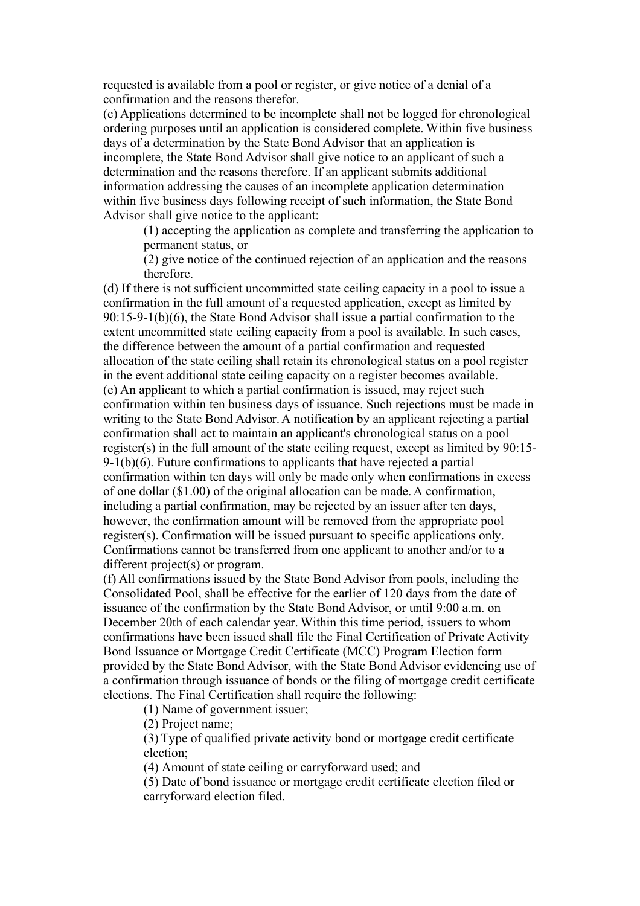requested is available from a pool or register, or give notice of a denial of a confirmation and the reasons therefor.

(c) Applications determined to be incomplete shall not be logged for chronological ordering purposes until an application is considered complete. Within five business days of a determination by the State Bond Advisor that an application is incomplete, the State Bond Advisor shall give notice to an applicant of such a determination and the reasons therefore. If an applicant submits additional information addressing the causes of an incomplete application determination within five business days following receipt of such information, the State Bond Advisor shall give notice to the applicant:

> (1) accepting the application as complete and transferring the application to permanent status, or
>
> (2) give notice of the continued rejection of an application and the reasons therefore.

(d) If there is not sufficient uncommitted state ceiling capacity in a pool to issue a confirmation in the full amount of a requested application, except as limited by 90:15-9-1(b)(6), the State Bond Advisor shall issue a partial confirmation to the extent uncommitted state ceiling capacity from a pool is available. In such cases, the difference between the amount of a partial confirmation and requested allocation of the state ceiling shall retain its chronological status on a pool register in the event additional state ceiling capacity on a register becomes available.

(e) An applicant to which a partial confirmation is issued, may reject such confirmation within ten business days of issuance. Such rejections must be made in writing to the State Bond Advisor. A notification by an applicant rejecting a partial confirmation shall act to maintain an applicant's chronological status on a pool register(s) in the full amount of the state ceiling request, except as limited by 90:15-9-1(b)(6). Future confirmations to applicants that have rejected a partial confirmation within ten days will only be made only when confirmations in excess of one dollar ($1.00) of the original allocation can be made. A confirmation, including a partial confirmation, may be rejected by an issuer after ten days, however, the confirmation amount will be removed from the appropriate pool register(s). Confirmation will be issued pursuant to specific applications only. Confirmations cannot be transferred from one applicant to another and/or to a different project(s) or program.

(f) All confirmations issued by the State Bond Advisor from pools, including the Consolidated Pool, shall be effective for the earlier of 120 days from the date of issuance of the confirmation by the State Bond Advisor, or until 9:00 a.m. on December 20th of each calendar year. Within this time period, issuers to whom confirmations have been issued shall file the Final Certification of Private Activity Bond Issuance or Mortgage Credit Certificate (MCC) Program Election form provided by the State Bond Advisor, with the State Bond Advisor evidencing use of a confirmation through issuance of bonds or the filing of mortgage credit certificate elections. The Final Certification shall require the following:

> (1) Name of government issuer;
>
> (2) Project name;
>
> (3) Type of qualified private activity bond or mortgage credit certificate election;
>
> (4) Amount of state ceiling or carryforward used; and
>
> (5) Date of bond issuance or mortgage credit certificate election filed or carryforward election filed.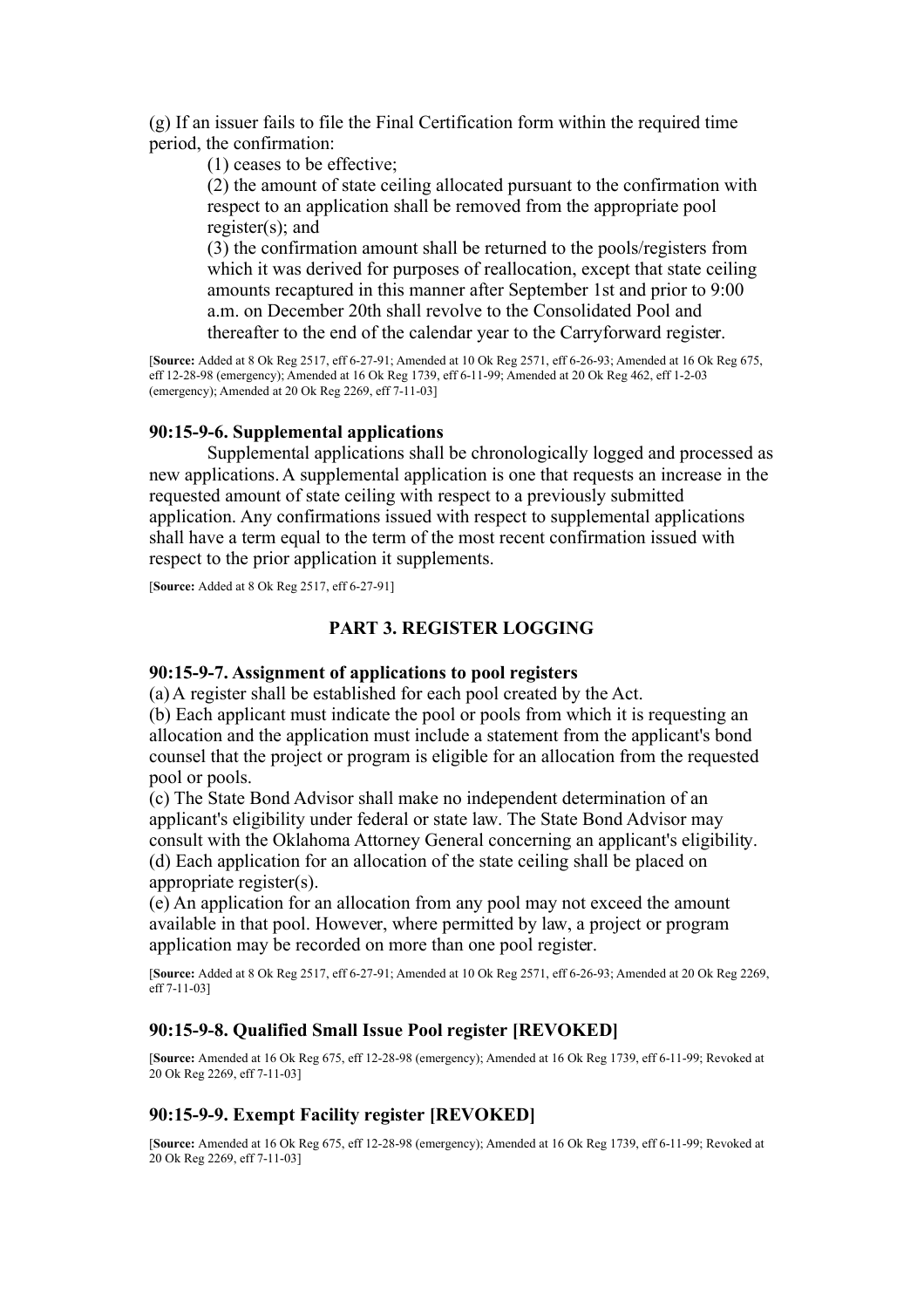(g) If an issuer fails to file the Final Certification form within the required time period, the confirmation:

(1) ceases to be effective;

(2) the amount of state ceiling allocated pursuant to the confirmation with respect to an application shall be removed from the appropriate pool register(s); and

(3) the confirmation amount shall be returned to the pools/registers from which it was derived for purposes of reallocation, except that state ceiling amounts recaptured in this manner after September 1st and prior to 9:00 a.m. on December 20th shall revolve to the Consolidated Pool and thereafter to the end of the calendar year to the Carryforward register.

[**Source:** Added at 8 Ok Reg 2517, eff 6-27-91; Amended at 10 Ok Reg 2571, eff 6-26-93; Amended at 16 Ok Reg 675, eff 12-28-98 (emergency); Amended at 16 Ok Reg 1739, eff 6-11-99; Amended at 20 Ok Reg 462, eff 1-2-03 (emergency); Amended at 20 Ok Reg 2269, eff 7-11-03]

### 90:15-9-6. Supplemental applications

Supplemental applications shall be chronologically logged and processed as new applications. A supplemental application is one that requests an increase in the requested amount of state ceiling with respect to a previously submitted application. Any confirmations issued with respect to supplemental applications shall have a term equal to the term of the most recent confirmation issued with respect to the prior application it supplements.

[**Source:** Added at 8 Ok Reg 2517, eff 6-27-91]

## PART 3. REGISTER LOGGING

### 90:15-9-7. Assignment of applications to pool registers

(a) A register shall be established for each pool created by the Act.

(b) Each applicant must indicate the pool or pools from which it is requesting an allocation and the application must include a statement from the applicant's bond counsel that the project or program is eligible for an allocation from the requested pool or pools.

(c) The State Bond Advisor shall make no independent determination of an applicant's eligibility under federal or state law. The State Bond Advisor may consult with the Oklahoma Attorney General concerning an applicant's eligibility.

(d) Each application for an allocation of the state ceiling shall be placed on appropriate register(s).

(e) An application for an allocation from any pool may not exceed the amount available in that pool. However, where permitted by law, a project or program application may be recorded on more than one pool register.

[**Source:** Added at 8 Ok Reg 2517, eff 6-27-91; Amended at 10 Ok Reg 2571, eff 6-26-93; Amended at 20 Ok Reg 2269, eff 7-11-03]

### 90:15-9-8. Qualified Small Issue Pool register [REVOKED]

[**Source:** Amended at 16 Ok Reg 675, eff 12-28-98 (emergency); Amended at 16 Ok Reg 1739, eff 6-11-99; Revoked at 20 Ok Reg 2269, eff 7-11-03]

### 90:15-9-9. Exempt Facility register [REVOKED]

[**Source:** Amended at 16 Ok Reg 675, eff 12-28-98 (emergency); Amended at 16 Ok Reg 1739, eff 6-11-99; Revoked at 20 Ok Reg 2269, eff 7-11-03]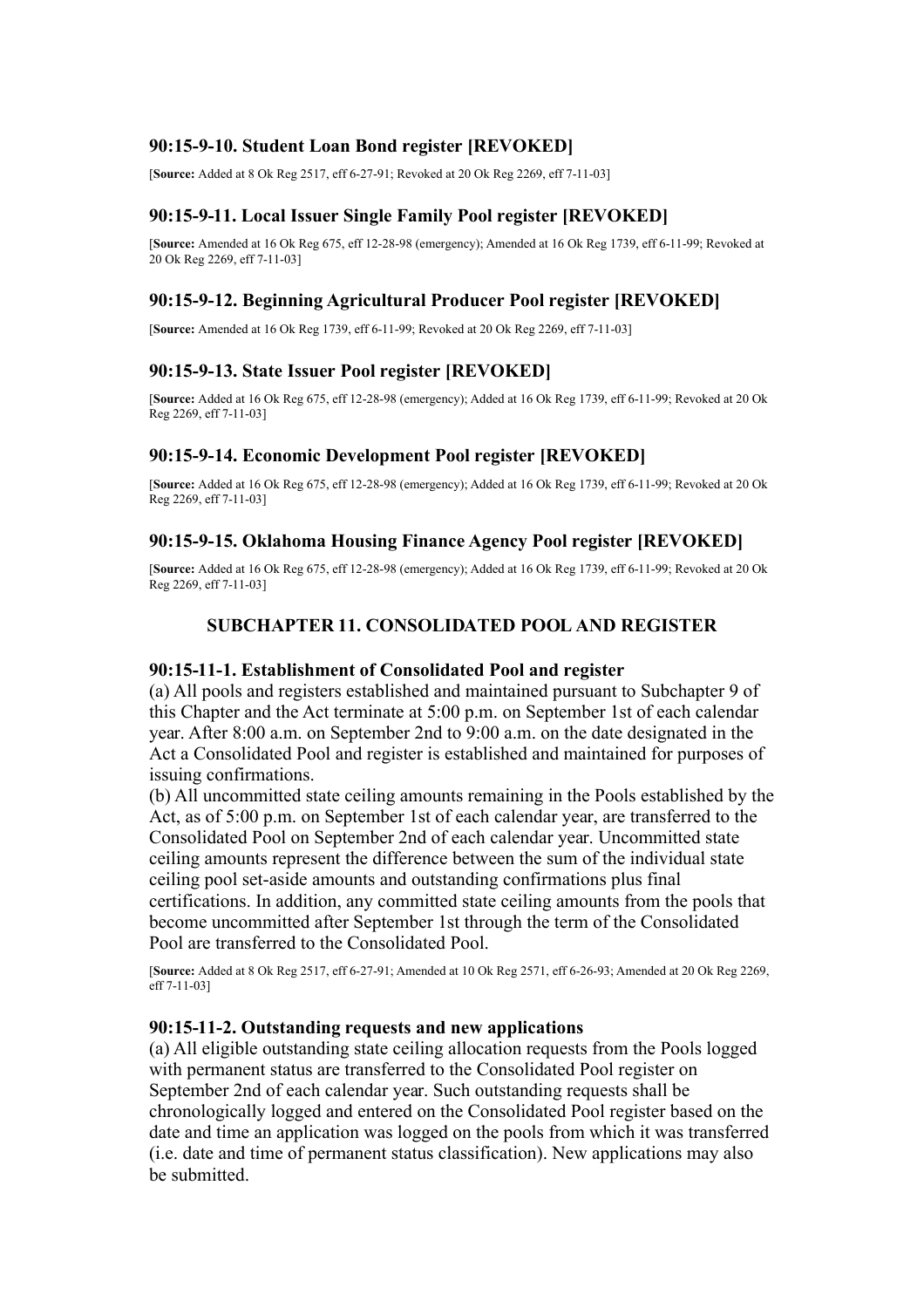### 90:15-9-10. Student Loan Bond register [REVOKED]

[**Source:** Added at 8 Ok Reg 2517, eff 6-27-91; Revoked at 20 Ok Reg 2269, eff 7-11-03]

### 90:15-9-11. Local Issuer Single Family Pool register [REVOKED]

[**Source:** Amended at 16 Ok Reg 675, eff 12-28-98 (emergency); Amended at 16 Ok Reg 1739, eff 6-11-99; Revoked at 20 Ok Reg 2269, eff 7-11-03]

### 90:15-9-12. Beginning Agricultural Producer Pool register [REVOKED]

[**Source:** Amended at 16 Ok Reg 1739, eff 6-11-99; Revoked at 20 Ok Reg 2269, eff 7-11-03]

### 90:15-9-13. State Issuer Pool register [REVOKED]

[**Source:** Added at 16 Ok Reg 675, eff 12-28-98 (emergency); Added at 16 Ok Reg 1739, eff 6-11-99; Revoked at 20 Ok Reg 2269, eff 7-11-03]

### 90:15-9-14. Economic Development Pool register [REVOKED]

[**Source:** Added at 16 Ok Reg 675, eff 12-28-98 (emergency); Added at 16 Ok Reg 1739, eff 6-11-99; Revoked at 20 Ok Reg 2269, eff 7-11-03]

### 90:15-9-15. Oklahoma Housing Finance Agency Pool register [REVOKED]

[**Source:** Added at 16 Ok Reg 675, eff 12-28-98 (emergency); Added at 16 Ok Reg 1739, eff 6-11-99; Revoked at 20 Ok Reg 2269, eff 7-11-03]

## SUBCHAPTER 11. CONSOLIDATED POOL AND REGISTER

### 90:15-11-1. Establishment of Consolidated Pool and register

(a) All pools and registers established and maintained pursuant to Subchapter 9 of this Chapter and the Act terminate at 5:00 p.m. on September 1st of each calendar year. After 8:00 a.m. on September 2nd to 9:00 a.m. on the date designated in the Act a Consolidated Pool and register is established and maintained for purposes of issuing confirmations.

(b) All uncommitted state ceiling amounts remaining in the Pools established by the Act, as of 5:00 p.m. on September 1st of each calendar year, are transferred to the Consolidated Pool on September 2nd of each calendar year. Uncommitted state ceiling amounts represent the difference between the sum of the individual state ceiling pool set-aside amounts and outstanding confirmations plus final certifications. In addition, any committed state ceiling amounts from the pools that become uncommitted after September 1st through the term of the Consolidated Pool are transferred to the Consolidated Pool.

[**Source:** Added at 8 Ok Reg 2517, eff 6-27-91; Amended at 10 Ok Reg 2571, eff 6-26-93; Amended at 20 Ok Reg 2269, eff 7-11-03]

### 90:15-11-2. Outstanding requests and new applications

(a) All eligible outstanding state ceiling allocation requests from the Pools logged with permanent status are transferred to the Consolidated Pool register on September 2nd of each calendar year. Such outstanding requests shall be chronologically logged and entered on the Consolidated Pool register based on the date and time an application was logged on the pools from which it was transferred (i.e. date and time of permanent status classification). New applications may also be submitted.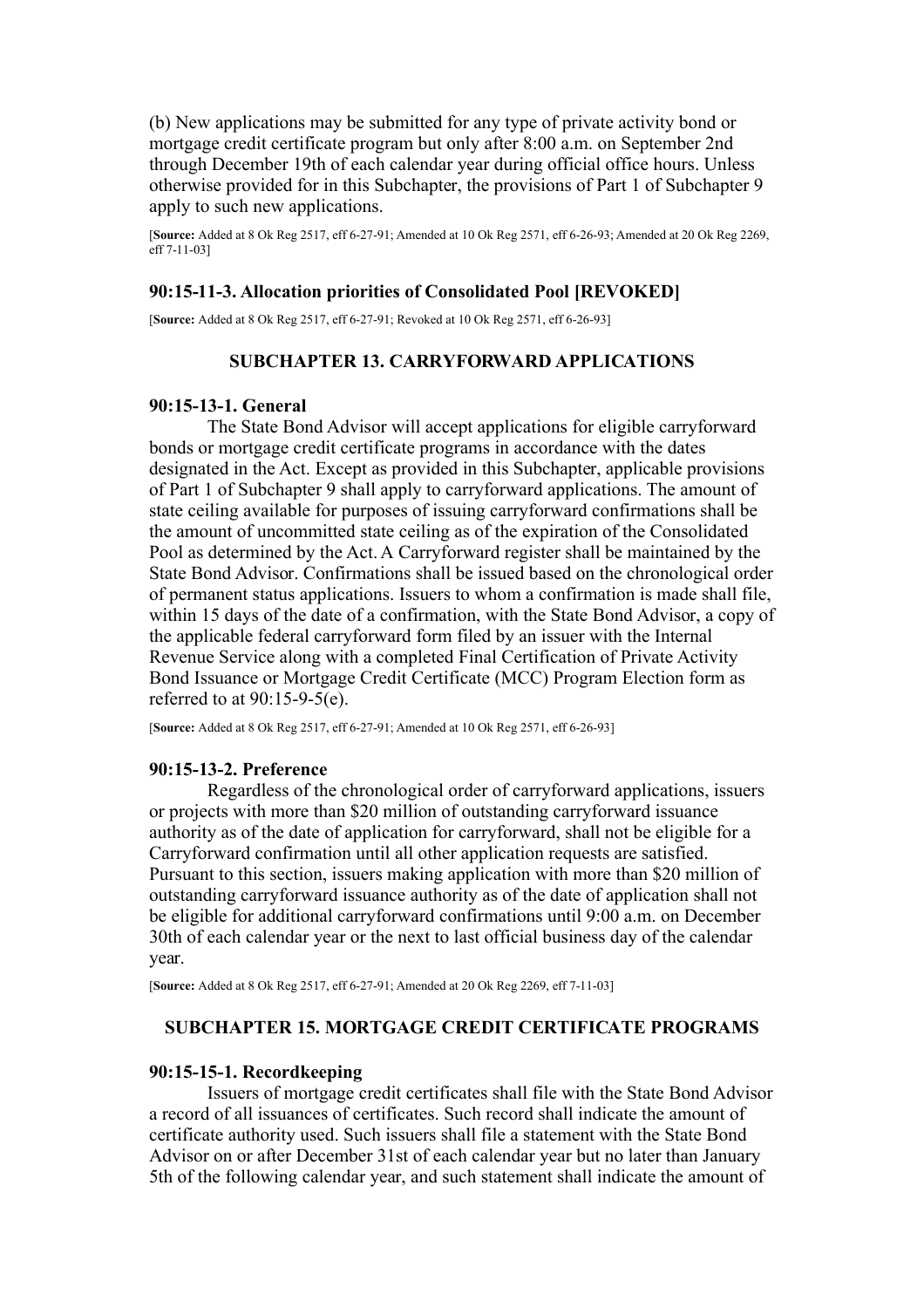(b) New applications may be submitted for any type of private activity bond or mortgage credit certificate program but only after 8:00 a.m. on September 2nd through December 19th of each calendar year during official office hours. Unless otherwise provided for in this Subchapter, the provisions of Part 1 of Subchapter 9 apply to such new applications.

[**Source:** Added at 8 Ok Reg 2517, eff 6-27-91; Amended at 10 Ok Reg 2571, eff 6-26-93; Amended at 20 Ok Reg 2269, eff 7-11-03]

### 90:15-11-3. Allocation priorities of Consolidated Pool [REVOKED]

[**Source:** Added at 8 Ok Reg 2517, eff 6-27-91; Revoked at 10 Ok Reg 2571, eff 6-26-93]

## SUBCHAPTER 13. CARRYFORWARD APPLICATIONS

### 90:15-13-1. General

The State Bond Advisor will accept applications for eligible carryforward bonds or mortgage credit certificate programs in accordance with the dates designated in the Act. Except as provided in this Subchapter, applicable provisions of Part 1 of Subchapter 9 shall apply to carryforward applications. The amount of state ceiling available for purposes of issuing carryforward confirmations shall be the amount of uncommitted state ceiling as of the expiration of the Consolidated Pool as determined by the Act. A Carryforward register shall be maintained by the State Bond Advisor. Confirmations shall be issued based on the chronological order of permanent status applications. Issuers to whom a confirmation is made shall file, within 15 days of the date of a confirmation, with the State Bond Advisor, a copy of the applicable federal carryforward form filed by an issuer with the Internal Revenue Service along with a completed Final Certification of Private Activity Bond Issuance or Mortgage Credit Certificate (MCC) Program Election form as referred to at 90:15-9-5(e).

[**Source:** Added at 8 Ok Reg 2517, eff 6-27-91; Amended at 10 Ok Reg 2571, eff 6-26-93]

### 90:15-13-2. Preference

Regardless of the chronological order of carryforward applications, issuers or projects with more than $20 million of outstanding carryforward issuance authority as of the date of application for carryforward, shall not be eligible for a Carryforward confirmation until all other application requests are satisfied. Pursuant to this section, issuers making application with more than $20 million of outstanding carryforward issuance authority as of the date of application shall not be eligible for additional carryforward confirmations until 9:00 a.m. on December 30th of each calendar year or the next to last official business day of the calendar year.

[**Source:** Added at 8 Ok Reg 2517, eff 6-27-91; Amended at 20 Ok Reg 2269, eff 7-11-03]

## SUBCHAPTER 15. MORTGAGE CREDIT CERTIFICATE PROGRAMS

### 90:15-15-1. Recordkeeping

Issuers of mortgage credit certificates shall file with the State Bond Advisor a record of all issuances of certificates. Such record shall indicate the amount of certificate authority used. Such issuers shall file a statement with the State Bond Advisor on or after December 31st of each calendar year but no later than January 5th of the following calendar year, and such statement shall indicate the amount of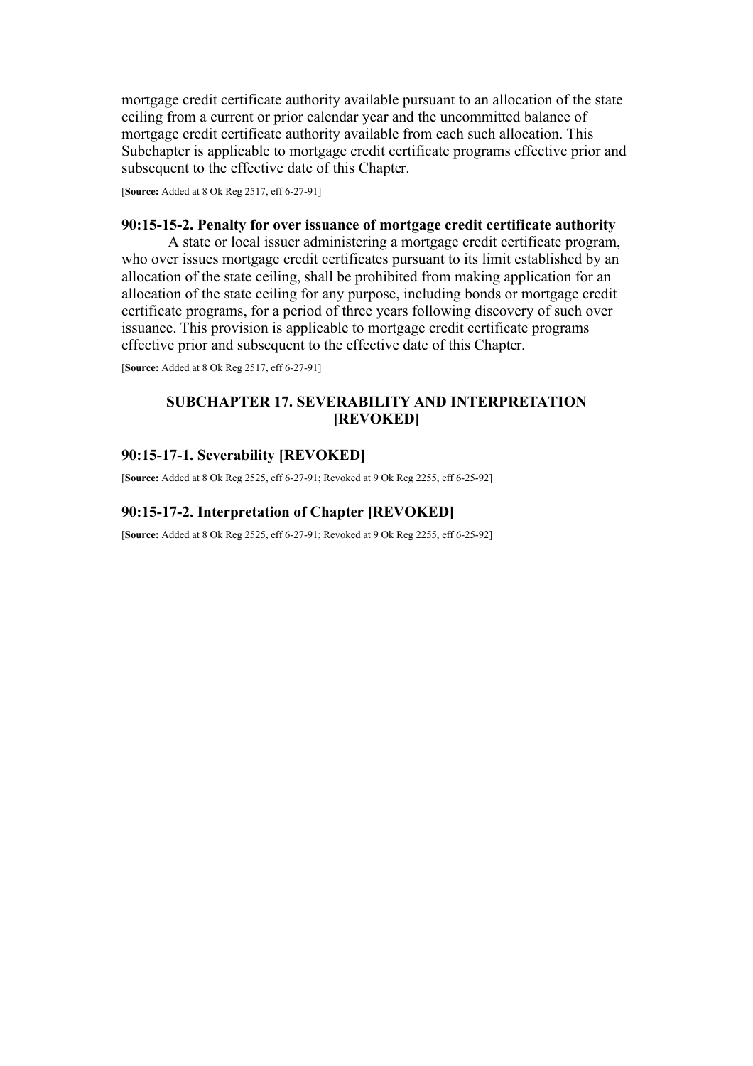mortgage credit certificate authority available pursuant to an allocation of the state ceiling from a current or prior calendar year and the uncommitted balance of mortgage credit certificate authority available from each such allocation. This Subchapter is applicable to mortgage credit certificate programs effective prior and subsequent to the effective date of this Chapter.

[**Source:** Added at 8 Ok Reg 2517, eff 6-27-91]

### 90:15-15-2. Penalty for over issuance of mortgage credit certificate authority

A state or local issuer administering a mortgage credit certificate program, who over issues mortgage credit certificates pursuant to its limit established by an allocation of the state ceiling, shall be prohibited from making application for an allocation of the state ceiling for any purpose, including bonds or mortgage credit certificate programs, for a period of three years following discovery of such over issuance. This provision is applicable to mortgage credit certificate programs effective prior and subsequent to the effective date of this Chapter.

[**Source:** Added at 8 Ok Reg 2517, eff 6-27-91]

## SUBCHAPTER 17. SEVERABILITY AND INTERPRETATION [REVOKED]

### 90:15-17-1. Severability [REVOKED]

[**Source:** Added at 8 Ok Reg 2525, eff 6-27-91; Revoked at 9 Ok Reg 2255, eff 6-25-92]

### 90:15-17-2. Interpretation of Chapter [REVOKED]

[**Source:** Added at 8 Ok Reg 2525, eff 6-27-91; Revoked at 9 Ok Reg 2255, eff 6-25-92]